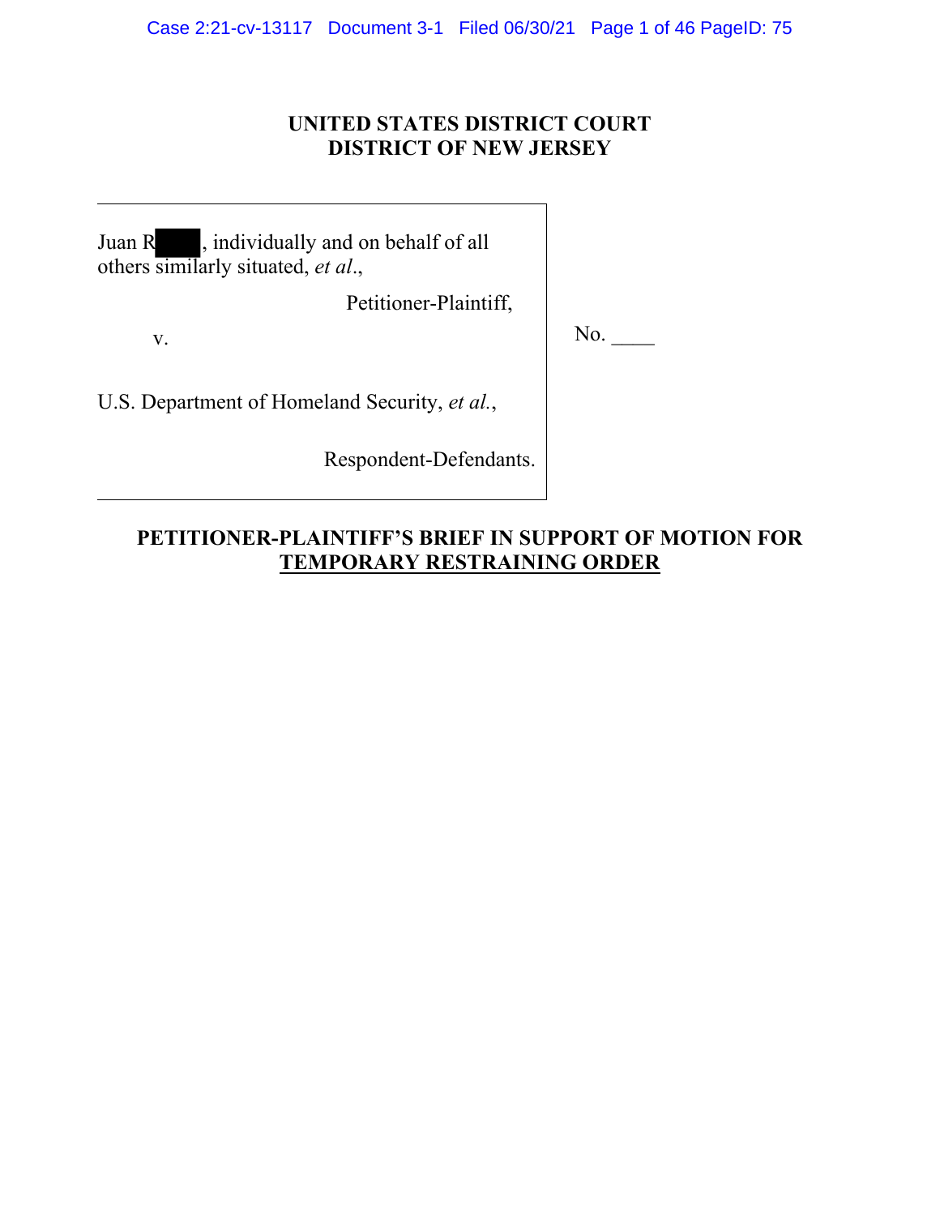# UNITED STATES DISTRICT COURT
# DISTRICT OF NEW JERSEY

Juan R█████, individually and on behalf of all others similarly situated, *et al*.,

Petitioner-Plaintiff,

v.

U.S. Department of Homeland Security, *et al.*,

Respondent-Defendants.

No. ____

## PETITIONER-PLAINTIFF'S BRIEF IN SUPPORT OF MOTION FOR TEMPORARY RESTRAINING ORDER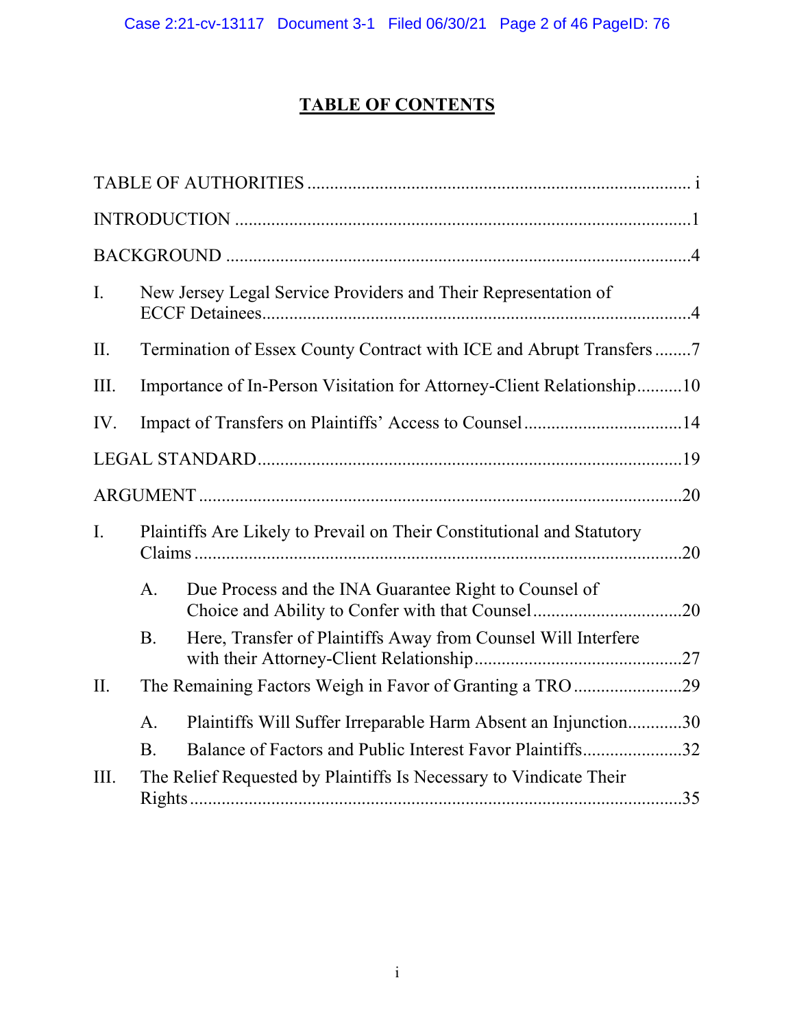# TABLE OF CONTENTS

TABLE OF AUTHORITIES .................................................................................... i

INTRODUCTION ...................................................................................................1

BACKGROUND .....................................................................................................4

I. New Jersey Legal Service Providers and Their Representation of ECCF Detainees..............................................................................................4

II. Termination of Essex County Contract with ICE and Abrupt Transfers ........7

III. Importance of In-Person Visitation for Attorney-Client Relationship..........10

IV. Impact of Transfers on Plaintiffs' Access to Counsel ..................................14

LEGAL STANDARD.............................................................................................19

ARGUMENT ..........................................................................................................20

I. Plaintiffs Are Likely to Prevail on Their Constitutional and Statutory Claims ...........................................................................................................20

   A. Due Process and the INA Guarantee Right to Counsel of Choice and Ability to Confer with that Counsel ................................20

   B. Here, Transfer of Plaintiffs Away from Counsel Will Interfere with their Attorney-Client Relationship.............................................27

II. The Remaining Factors Weigh in Favor of Granting a TRO ........................29

   A. Plaintiffs Will Suffer Irreparable Harm Absent an Injunction............30

   B. Balance of Factors and Public Interest Favor Plaintiffs......................32

III. The Relief Requested by Plaintiffs Is Necessary to Vindicate Their Rights .............................................................................................................35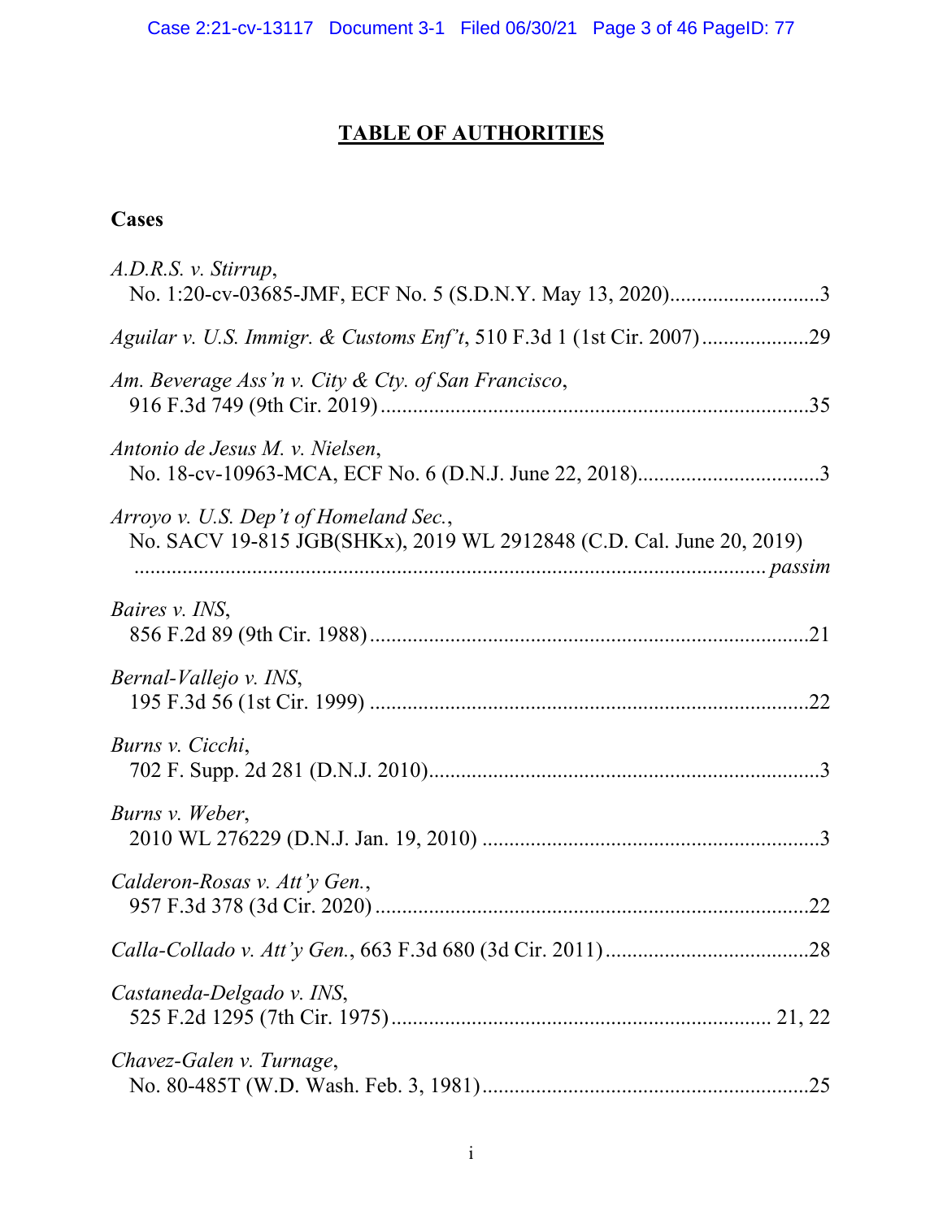# TABLE OF AUTHORITIES

## Cases

*A.D.R.S. v. Stirrup*,
No. 1:20-cv-03685-JMF, ECF No. 5 (S.D.N.Y. May 13, 2020)............................3

*Aguilar v. U.S. Immigr. & Customs Enf't*, 510 F.3d 1 (1st Cir. 2007)....................29

*Am. Beverage Ass'n v. City & Cty. of San Francisco*,
916 F.3d 749 (9th Cir. 2019)................................................................................35

*Antonio de Jesus M. v. Nielsen*,
No. 18-cv-10963-MCA, ECF No. 6 (D.N.J. June 22, 2018).................................3

*Arroyo v. U.S. Dep't of Homeland Sec.*,
No. SACV 19-815 JGB(SHKx), 2019 WL 2912848 (C.D. Cal. June 20, 2019)
.....................................................................................................................*passim*

*Baires v. INS*,
856 F.2d 89 (9th Cir. 1988)..................................................................................21

*Bernal-Vallejo v. INS*,
195 F.3d 56 (1st Cir. 1999)..................................................................................22

*Burns v. Cicchi*,
702 F. Supp. 2d 281 (D.N.J. 2010)........................................................................3

*Burns v. Weber*,
2010 WL 276229 (D.N.J. Jan. 19, 2010)...............................................................3

*Calderon-Rosas v. Att'y Gen.*,
957 F.3d 378 (3d Cir. 2020).................................................................................22

*Calla-Collado v. Att'y Gen.*, 663 F.3d 680 (3d Cir. 2011)......................................28

*Castaneda-Delgado v. INS*,
525 F.2d 1295 (7th Cir. 1975)....................................................................... 21, 22

*Chavez-Galen v. Turnage*,
No. 80-485T (W.D. Wash. Feb. 3, 1981).............................................................25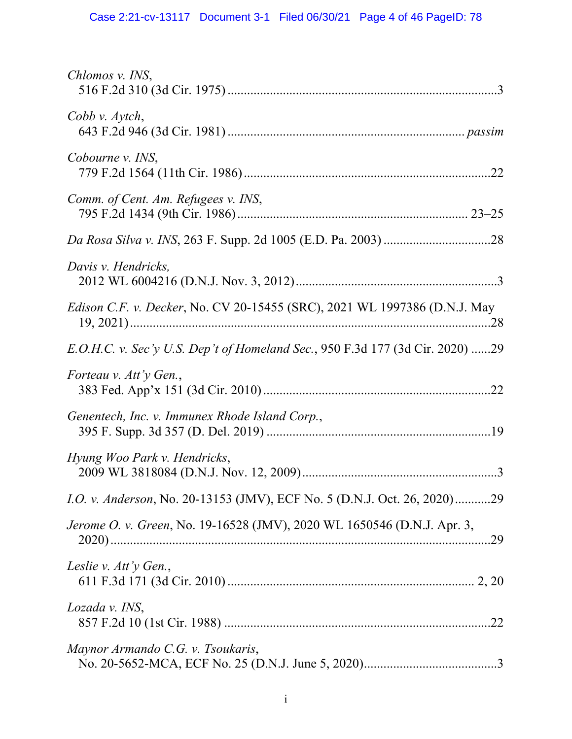*Chlomos v. INS*,
516 F.2d 310 (3d Cir. 1975) ....................................................................................3

*Cobb v. Aytch*,
643 F.2d 946 (3d Cir. 1981) ........................................................................ *passim*

*Cobourne v. INS*,
779 F.2d 1564 (11th Cir. 1986) ............................................................................22

*Comm. of Cent. Am. Refugees v. INS*,
795 F.2d 1434 (9th Cir. 1986) ...................................................................... 23–25

*Da Rosa Silva v. INS*, 263 F. Supp. 2d 1005 (E.D. Pa. 2003) ................................28

*Davis v. Hendricks,*
2012 WL 6004216 (D.N.J. Nov. 3, 2012)..............................................................3

*Edison C.F. v. Decker*, No. CV 20-15455 (SRC), 2021 WL 1997386 (D.N.J. May 19, 2021) ....................................................................................................28

*E.O.H.C. v. Sec'y U.S. Dep't of Homeland Sec.*, 950 F.3d 177 (3d Cir. 2020) ......29

*Forteau v. Att'y Gen.*,
383 Fed. App'x 151 (3d Cir. 2010) ......................................................................22

*Genentech, Inc. v. Immunex Rhode Island Corp.*,
395 F. Supp. 3d 357 (D. Del. 2019) .....................................................................19

*Hyung Woo Park v. Hendricks*,
2009 WL 3818084 (D.N.J. Nov. 12, 2009)............................................................3

*I.O. v. Anderson*, No. 20-13153 (JMV), ECF No. 5 (D.N.J. Oct. 26, 2020)...........29

*Jerome O. v. Green*, No. 19-16528 (JMV), 2020 WL 1650546 (D.N.J. Apr. 3, 2020).......................................................................................................................29

*Leslie v. Att'y Gen.*,
611 F.3d 171 (3d Cir. 2010) ............................................................................ 2, 20

*Lozada v. INS*,
857 F.2d 10 (1st Cir. 1988) ..................................................................................22

*Maynor Armando C.G. v. Tsoukaris*,
No. 20-5652-MCA, ECF No. 25 (D.N.J. June 5, 2020).........................................3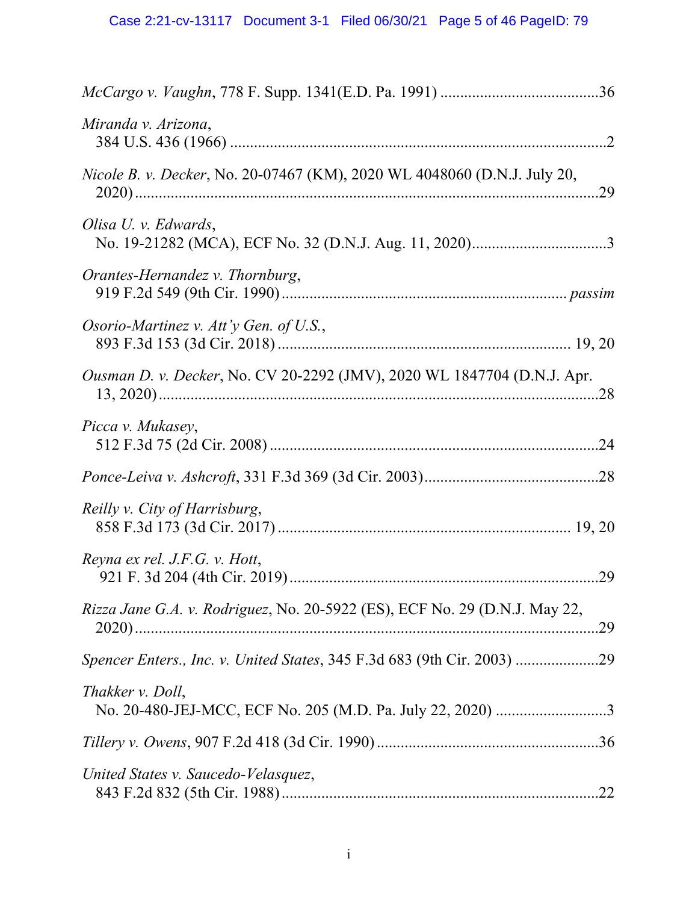*McCargo v. Vaughn*, 778 F. Supp. 1341(E.D. Pa. 1991) ........................................36

*Miranda v. Arizona*,
384 U.S. 436 (1966) ..........................................................................................2

*Nicole B. v. Decker*, No. 20-07467 (KM), 2020 WL 4048060 (D.N.J. July 20, 2020) ..........................................................................................................29

*Olisa U. v. Edwards*,
No. 19-21282 (MCA), ECF No. 32 (D.N.J. Aug. 11, 2020)..................................3

*Orantes-Hernandez v. Thornburg*,
919 F.2d 549 (9th Cir. 1990) ...................................................................... *passim*

*Osorio-Martinez v. Att'y Gen. of U.S.*,
893 F.3d 153 (3d Cir. 2018) ......................................................................... 19, 20

*Ousman D. v. Decker*, No. CV 20-2292 (JMV), 2020 WL 1847704 (D.N.J. Apr. 13, 2020) ......................................................................................................28

*Picca v. Mukasey*,
512 F.3d 75 (2d Cir. 2008) ..................................................................................24

*Ponce-Leiva v. Ashcroft*, 331 F.3d 369 (3d Cir. 2003)............................................28

*Reilly v. City of Harrisburg*,
858 F.3d 173 (3d Cir. 2017) ......................................................................... 19, 20

*Reyna ex rel. J.F.G. v. Hott*,
921 F. 3d 204 (4th Cir. 2019)..............................................................................29

*Rizza Jane G.A. v. Rodriguez*, No. 20-5922 (ES), ECF No. 29 (D.N.J. May 22, 2020) ..........................................................................................................29

*Spencer Enters., Inc. v. United States*, 345 F.3d 683 (9th Cir. 2003) .....................29

*Thakker v. Doll*,
No. 20-480-JEJ-MCC, ECF No. 205 (M.D. Pa. July 22, 2020) ............................3

*Tillery v. Owens*, 907 F.2d 418 (3d Cir. 1990) .......................................................36

*United States v. Saucedo-Velasquez*,
843 F.2d 832 (5th Cir. 1988) ...............................................................................22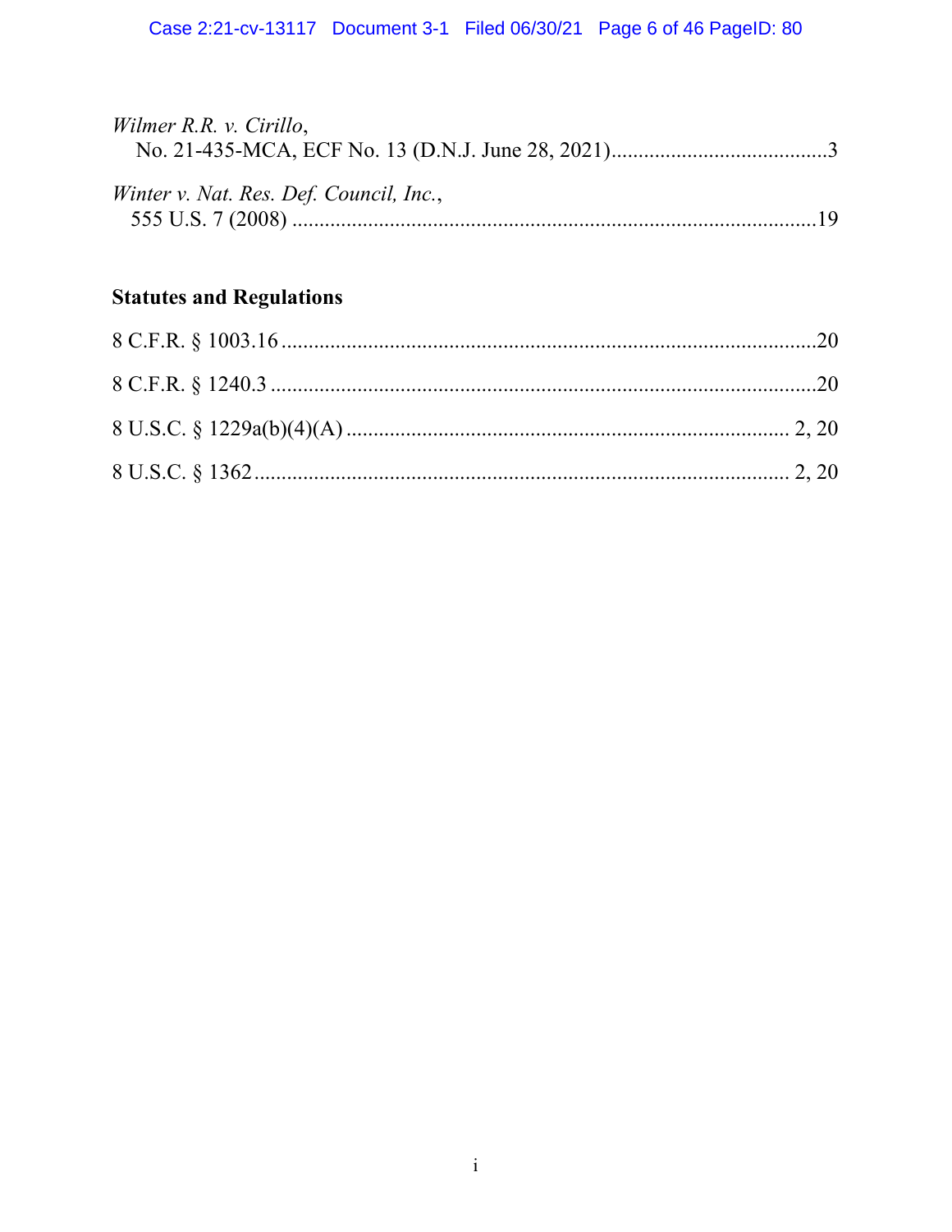*Wilmer R.R. v. Cirillo*,
No. 21-435-MCA, ECF No. 13 (D.N.J. June 28, 2021)........................................3

*Winter v. Nat. Res. Def. Council, Inc.*,
555 U.S. 7 (2008) ..................................................................................................19

## Statutes and Regulations

8 C.F.R. § 1003.16 .....................................................................................................20

8 C.F.R. § 1240.3 .......................................................................................................20

8 U.S.C. § 1229a(b)(4)(A) ................................................................................... 2, 20

8 U.S.C. § 1362 ................................................................................................... 2, 20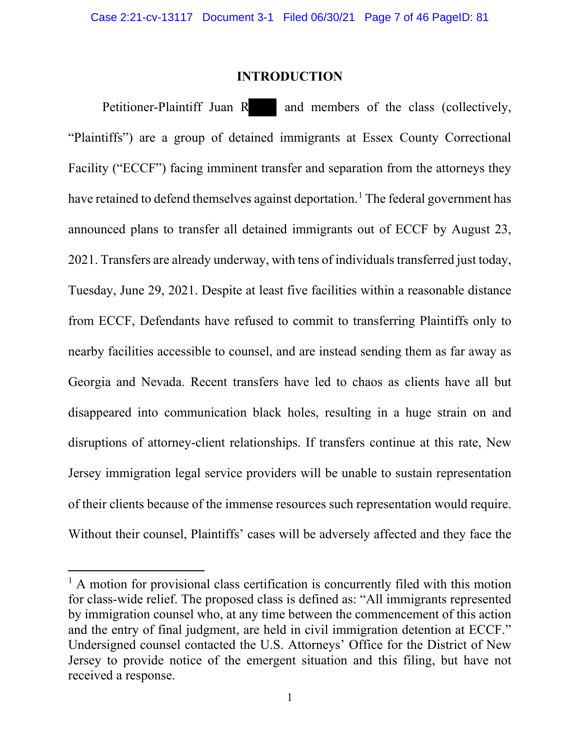# INTRODUCTION

Petitioner-Plaintiff Juan R▇▇▇ and members of the class (collectively, "Plaintiffs") are a group of detained immigrants at Essex County Correctional Facility ("ECCF") facing imminent transfer and separation from the attorneys they have retained to defend themselves against deportation.[1] The federal government has announced plans to transfer all detained immigrants out of ECCF by August 23, 2021. Transfers are already underway, with tens of individuals transferred just today, Tuesday, June 29, 2021. Despite at least five facilities within a reasonable distance from ECCF, Defendants have refused to commit to transferring Plaintiffs only to nearby facilities accessible to counsel, and are instead sending them as far away as Georgia and Nevada. Recent transfers have led to chaos as clients have all but disappeared into communication black holes, resulting in a huge strain on and disruptions of attorney-client relationships. If transfers continue at this rate, New Jersey immigration legal service providers will be unable to sustain representation of their clients because of the immense resources such representation would require. Without their counsel, Plaintiffs' cases will be adversely affected and they face the

---

[1] A motion for provisional class certification is concurrently filed with this motion for class-wide relief. The proposed class is defined as: "All immigrants represented by immigration counsel who, at any time between the commencement of this action and the entry of final judgment, are held in civil immigration detention at ECCF." Undersigned counsel contacted the U.S. Attorneys' Office for the District of New Jersey to provide notice of the emergent situation and this filing, but have not received a response.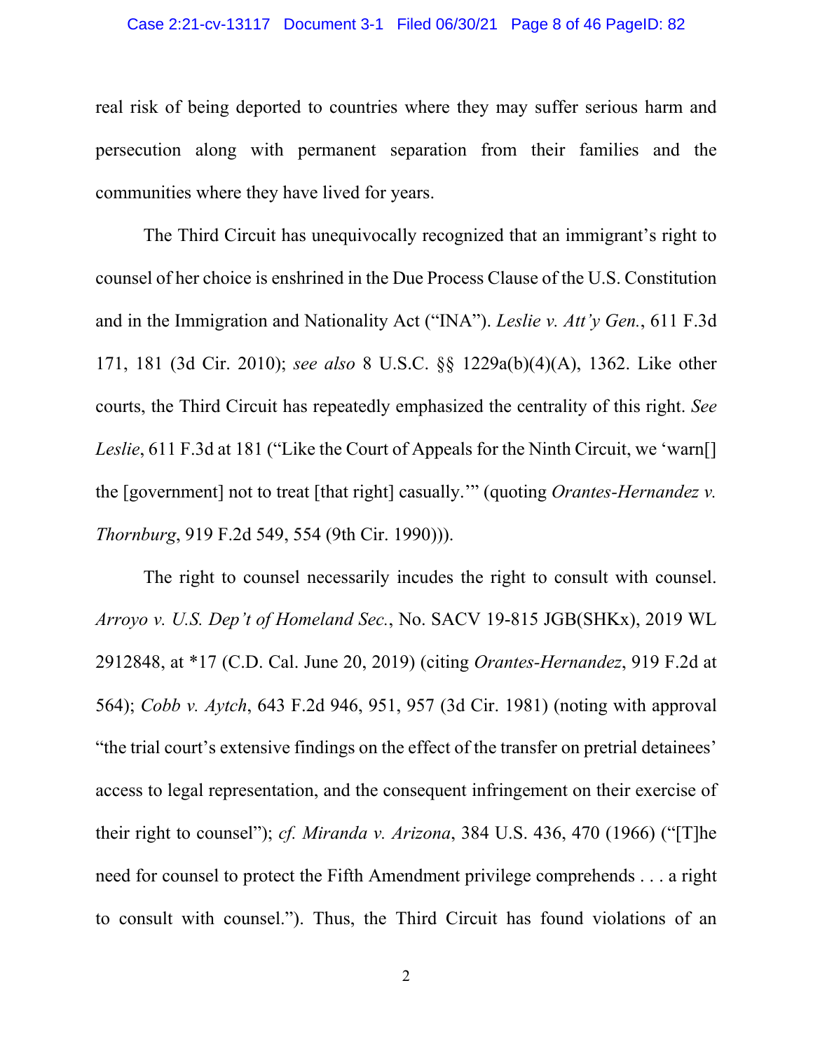real risk of being deported to countries where they may suffer serious harm and persecution along with permanent separation from their families and the communities where they have lived for years.

The Third Circuit has unequivocally recognized that an immigrant's right to counsel of her choice is enshrined in the Due Process Clause of the U.S. Constitution and in the Immigration and Nationality Act ("INA"). *Leslie v. Att'y Gen.*, 611 F.3d 171, 181 (3d Cir. 2010); *see also* 8 U.S.C. §§ 1229a(b)(4)(A), 1362. Like other courts, the Third Circuit has repeatedly emphasized the centrality of this right. *See Leslie*, 611 F.3d at 181 ("Like the Court of Appeals for the Ninth Circuit, we 'warn[] the [government] not to treat [that right] casually.'" (quoting *Orantes-Hernandez v. Thornburg*, 919 F.2d 549, 554 (9th Cir. 1990))).

The right to counsel necessarily incudes the right to consult with counsel. *Arroyo v. U.S. Dep't of Homeland Sec.*, No. SACV 19-815 JGB(SHKx), 2019 WL 2912848, at *17 (C.D. Cal. June 20, 2019) (citing *Orantes-Hernandez*, 919 F.2d at 564); *Cobb v. Aytch*, 643 F.2d 946, 951, 957 (3d Cir. 1981) (noting with approval "the trial court's extensive findings on the effect of the transfer on pretrial detainees' access to legal representation, and the consequent infringement on their exercise of their right to counsel"); *cf. Miranda v. Arizona*, 384 U.S. 436, 470 (1966) ("[T]he need for counsel to protect the Fifth Amendment privilege comprehends . . . a right to consult with counsel."). Thus, the Third Circuit has found violations of an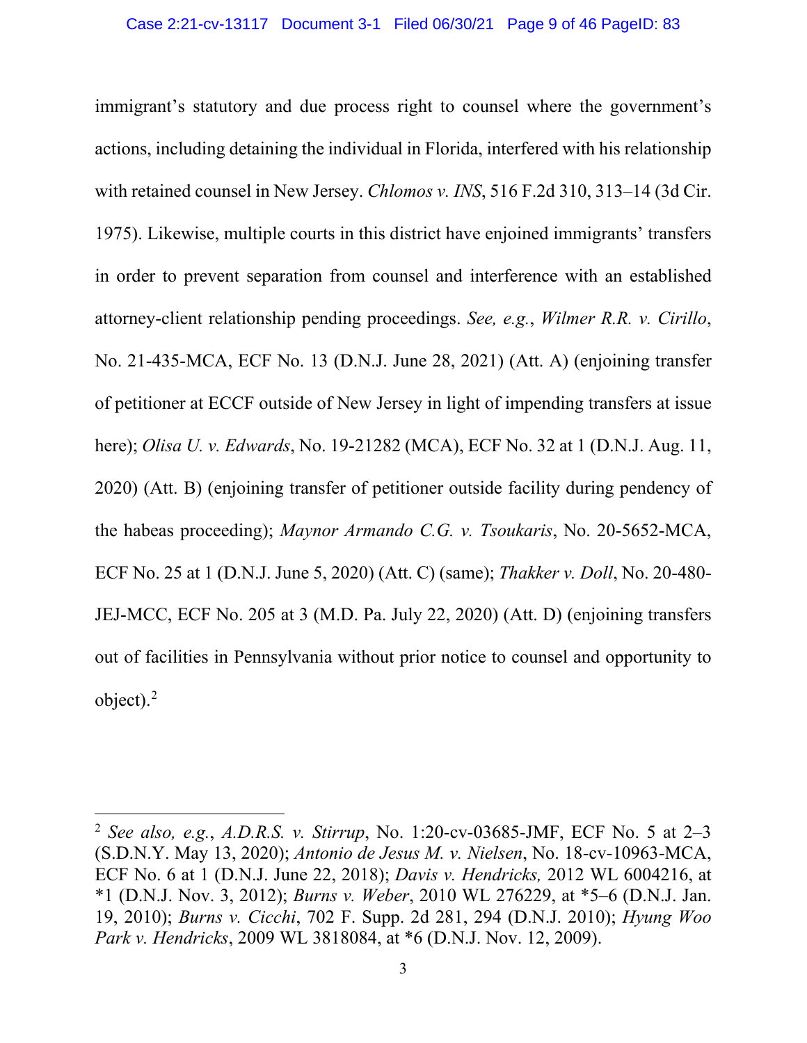immigrant's statutory and due process right to counsel where the government's actions, including detaining the individual in Florida, interfered with his relationship with retained counsel in New Jersey. *Chlomos v. INS*, 516 F.2d 310, 313–14 (3d Cir. 1975). Likewise, multiple courts in this district have enjoined immigrants' transfers in order to prevent separation from counsel and interference with an established attorney-client relationship pending proceedings. *See, e.g.*, *Wilmer R.R. v. Cirillo*, No. 21-435-MCA, ECF No. 13 (D.N.J. June 28, 2021) (Att. A) (enjoining transfer of petitioner at ECCF outside of New Jersey in light of impending transfers at issue here); *Olisa U. v. Edwards*, No. 19-21282 (MCA), ECF No. 32 at 1 (D.N.J. Aug. 11, 2020) (Att. B) (enjoining transfer of petitioner outside facility during pendency of the habeas proceeding); *Maynor Armando C.G. v. Tsoukaris*, No. 20-5652-MCA, ECF No. 25 at 1 (D.N.J. June 5, 2020) (Att. C) (same); *Thakker v. Doll*, No. 20-480-JEJ-MCC, ECF No. 205 at 3 (M.D. Pa. July 22, 2020) (Att. D) (enjoining transfers out of facilities in Pennsylvania without prior notice to counsel and opportunity to object).[2]

---

[2] *See also, e.g.*, *A.D.R.S. v. Stirrup*, No. 1:20-cv-03685-JMF, ECF No. 5 at 2–3 (S.D.N.Y. May 13, 2020); *Antonio de Jesus M. v. Nielsen*, No. 18-cv-10963-MCA, ECF No. 6 at 1 (D.N.J. June 22, 2018); *Davis v. Hendricks,* 2012 WL 6004216, at *1 (D.N.J. Nov. 3, 2012); *Burns v. Weber*, 2010 WL 276229, at *5–6 (D.N.J. Jan. 19, 2010); *Burns v. Cicchi*, 702 F. Supp. 2d 281, 294 (D.N.J. 2010); *Hyung Woo Park v. Hendricks*, 2009 WL 3818084, at *6 (D.N.J. Nov. 12, 2009).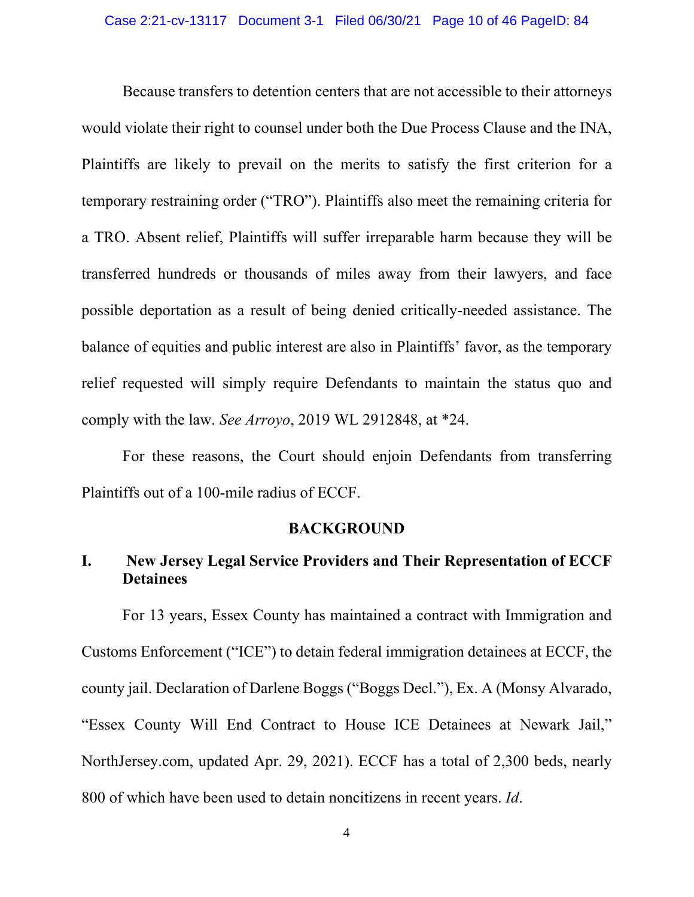Because transfers to detention centers that are not accessible to their attorneys would violate their right to counsel under both the Due Process Clause and the INA, Plaintiffs are likely to prevail on the merits to satisfy the first criterion for a temporary restraining order ("TRO"). Plaintiffs also meet the remaining criteria for a TRO. Absent relief, Plaintiffs will suffer irreparable harm because they will be transferred hundreds or thousands of miles away from their lawyers, and face possible deportation as a result of being denied critically-needed assistance. The balance of equities and public interest are also in Plaintiffs' favor, as the temporary relief requested will simply require Defendants to maintain the status quo and comply with the law. *See Arroyo*, 2019 WL 2912848, at *24.

For these reasons, the Court should enjoin Defendants from transferring Plaintiffs out of a 100-mile radius of ECCF.

## BACKGROUND

### I. New Jersey Legal Service Providers and Their Representation of ECCF Detainees

For 13 years, Essex County has maintained a contract with Immigration and Customs Enforcement ("ICE") to detain federal immigration detainees at ECCF, the county jail. Declaration of Darlene Boggs ("Boggs Decl."), Ex. A (Monsy Alvarado, "Essex County Will End Contract to House ICE Detainees at Newark Jail," NorthJersey.com, updated Apr. 29, 2021). ECCF has a total of 2,300 beds, nearly 800 of which have been used to detain noncitizens in recent years. *Id*.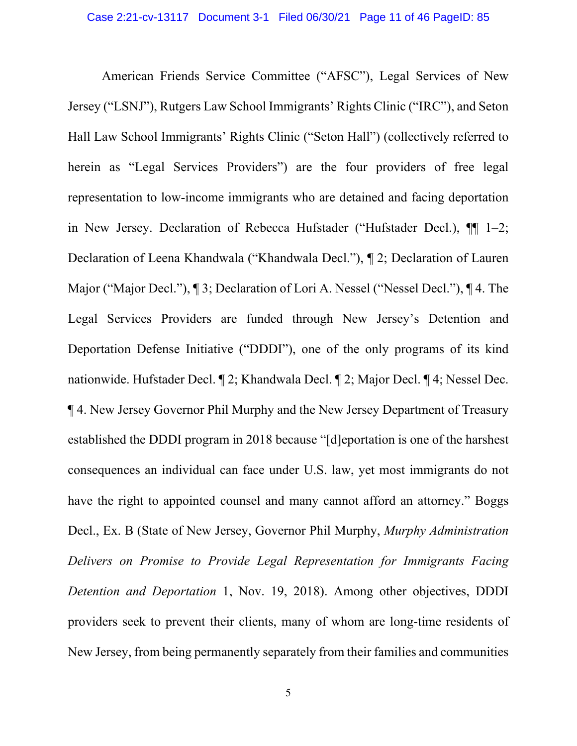American Friends Service Committee ("AFSC"), Legal Services of New Jersey ("LSNJ"), Rutgers Law School Immigrants' Rights Clinic ("IRC"), and Seton Hall Law School Immigrants' Rights Clinic ("Seton Hall") (collectively referred to herein as "Legal Services Providers") are the four providers of free legal representation to low-income immigrants who are detained and facing deportation in New Jersey. Declaration of Rebecca Hufstader ("Hufstader Decl.), ¶¶ 1–2; Declaration of Leena Khandwala ("Khandwala Decl."), ¶ 2; Declaration of Lauren Major ("Major Decl."), ¶ 3; Declaration of Lori A. Nessel ("Nessel Decl."), ¶ 4. The Legal Services Providers are funded through New Jersey's Detention and Deportation Defense Initiative ("DDDI"), one of the only programs of its kind nationwide. Hufstader Decl. ¶ 2; Khandwala Decl. ¶ 2; Major Decl. ¶ 4; Nessel Dec. ¶ 4. New Jersey Governor Phil Murphy and the New Jersey Department of Treasury established the DDDI program in 2018 because "[d]eportation is one of the harshest consequences an individual can face under U.S. law, yet most immigrants do not have the right to appointed counsel and many cannot afford an attorney." Boggs Decl., Ex. B (State of New Jersey, Governor Phil Murphy, *Murphy Administration Delivers on Promise to Provide Legal Representation for Immigrants Facing Detention and Deportation* 1, Nov. 19, 2018). Among other objectives, DDDI providers seek to prevent their clients, many of whom are long-time residents of New Jersey, from being permanently separately from their families and communities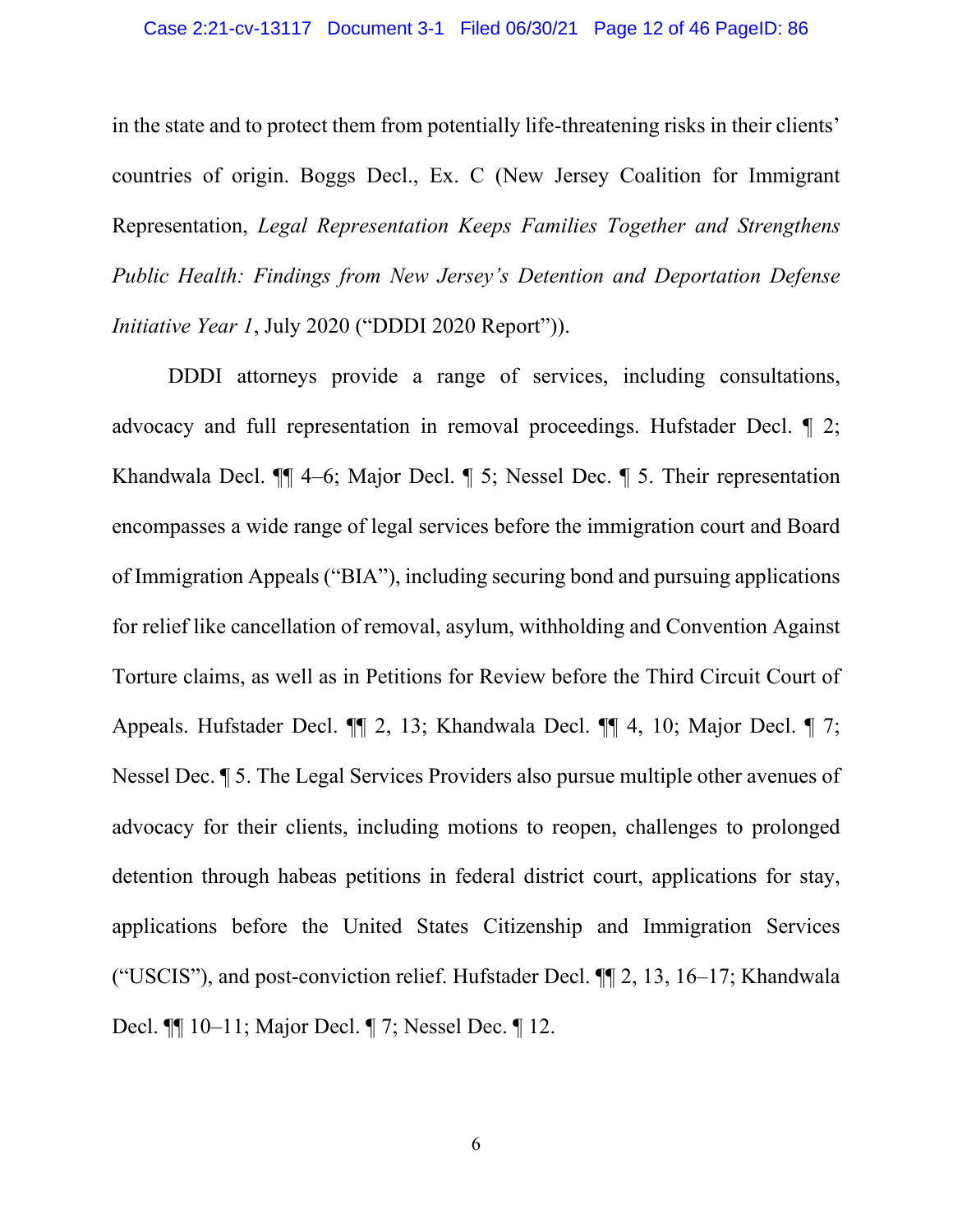in the state and to protect them from potentially life-threatening risks in their clients' countries of origin. Boggs Decl., Ex. C (New Jersey Coalition for Immigrant Representation, *Legal Representation Keeps Families Together and Strengthens Public Health: Findings from New Jersey's Detention and Deportation Defense Initiative Year 1*, July 2020 ("DDDI 2020 Report")).

DDDI attorneys provide a range of services, including consultations, advocacy and full representation in removal proceedings. Hufstader Decl. ¶ 2; Khandwala Decl. ¶¶ 4–6; Major Decl. ¶ 5; Nessel Dec. ¶ 5. Their representation encompasses a wide range of legal services before the immigration court and Board of Immigration Appeals ("BIA"), including securing bond and pursuing applications for relief like cancellation of removal, asylum, withholding and Convention Against Torture claims, as well as in Petitions for Review before the Third Circuit Court of Appeals. Hufstader Decl. ¶¶ 2, 13; Khandwala Decl. ¶¶ 4, 10; Major Decl. ¶ 7; Nessel Dec. ¶ 5. The Legal Services Providers also pursue multiple other avenues of advocacy for their clients, including motions to reopen, challenges to prolonged detention through habeas petitions in federal district court, applications for stay, applications before the United States Citizenship and Immigration Services ("USCIS"), and post-conviction relief. Hufstader Decl. ¶¶ 2, 13, 16–17; Khandwala Decl. ¶¶ 10–11; Major Decl. ¶ 7; Nessel Dec. ¶ 12.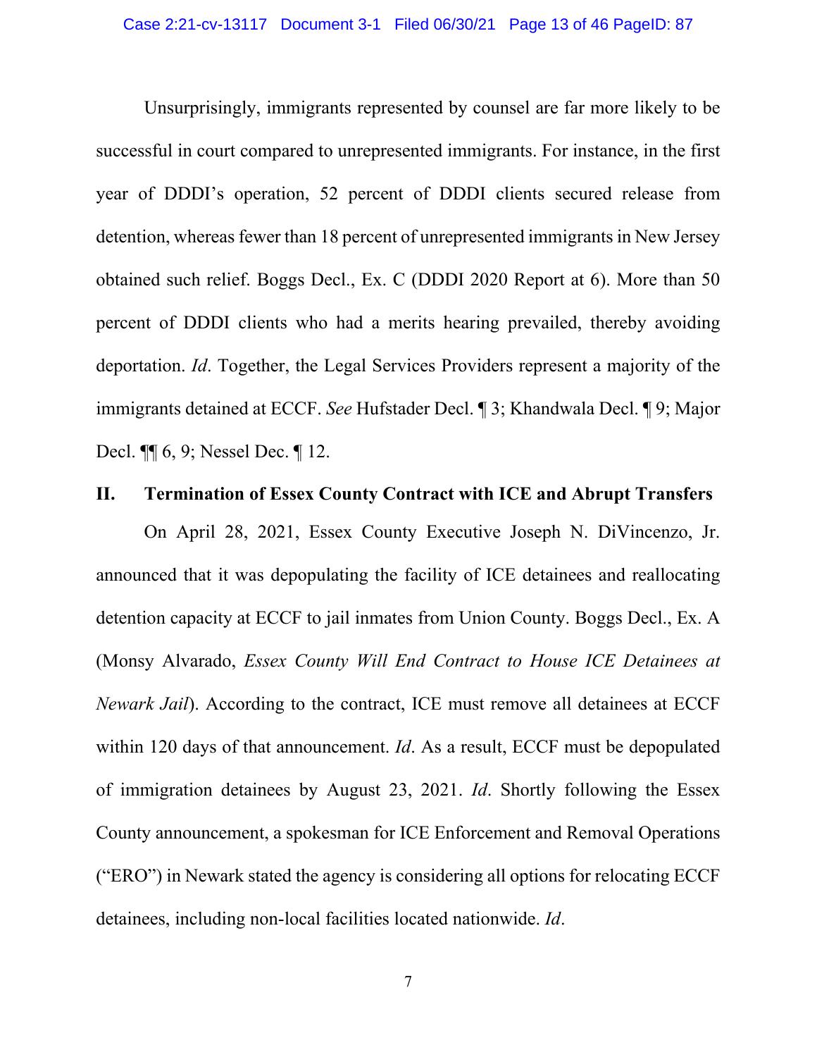Unsurprisingly, immigrants represented by counsel are far more likely to be successful in court compared to unrepresented immigrants. For instance, in the first year of DDDI's operation, 52 percent of DDDI clients secured release from detention, whereas fewer than 18 percent of unrepresented immigrants in New Jersey obtained such relief. Boggs Decl., Ex. C (DDDI 2020 Report at 6). More than 50 percent of DDDI clients who had a merits hearing prevailed, thereby avoiding deportation. *Id*. Together, the Legal Services Providers represent a majority of the immigrants detained at ECCF. *See* Hufstader Decl. ¶ 3; Khandwala Decl. ¶ 9; Major Decl. ¶¶ 6, 9; Nessel Dec. ¶ 12.

## II. Termination of Essex County Contract with ICE and Abrupt Transfers

On April 28, 2021, Essex County Executive Joseph N. DiVincenzo, Jr. announced that it was depopulating the facility of ICE detainees and reallocating detention capacity at ECCF to jail inmates from Union County. Boggs Decl., Ex. A (Monsy Alvarado, *Essex County Will End Contract to House ICE Detainees at Newark Jail*). According to the contract, ICE must remove all detainees at ECCF within 120 days of that announcement. *Id*. As a result, ECCF must be depopulated of immigration detainees by August 23, 2021. *Id*. Shortly following the Essex County announcement, a spokesman for ICE Enforcement and Removal Operations ("ERO") in Newark stated the agency is considering all options for relocating ECCF detainees, including non-local facilities located nationwide. *Id*.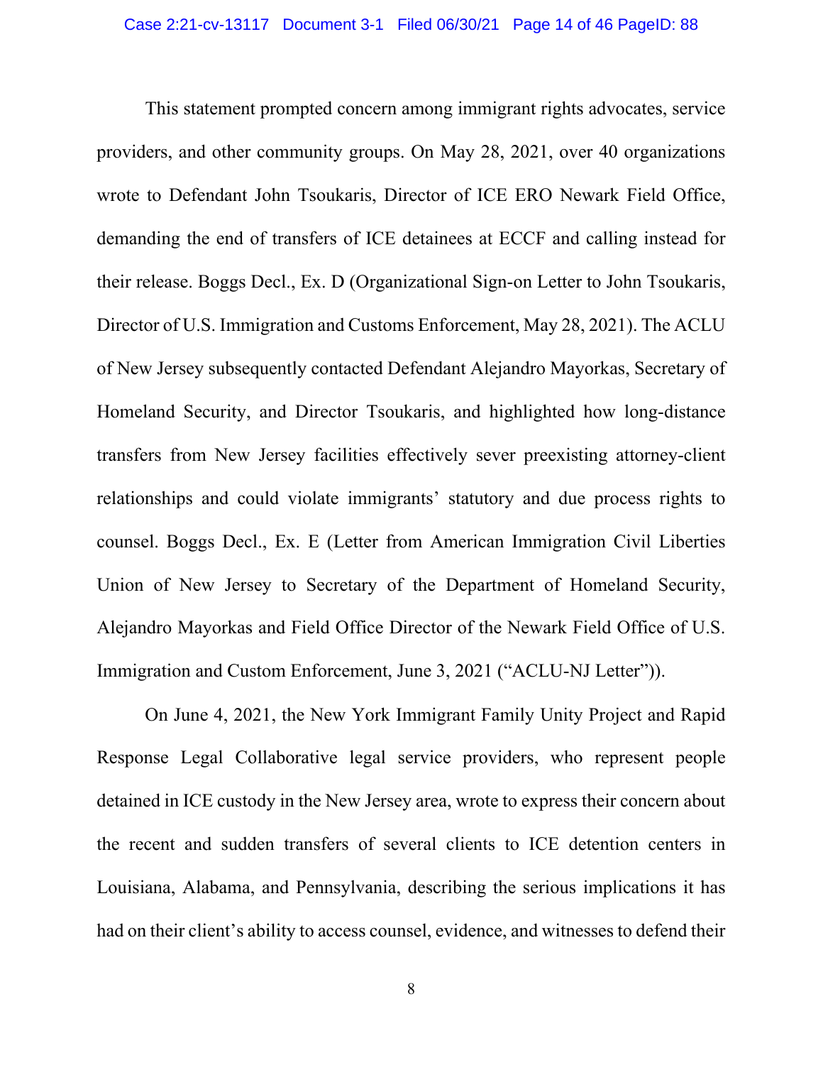This statement prompted concern among immigrant rights advocates, service providers, and other community groups. On May 28, 2021, over 40 organizations wrote to Defendant John Tsoukaris, Director of ICE ERO Newark Field Office, demanding the end of transfers of ICE detainees at ECCF and calling instead for their release. Boggs Decl., Ex. D (Organizational Sign-on Letter to John Tsoukaris, Director of U.S. Immigration and Customs Enforcement, May 28, 2021). The ACLU of New Jersey subsequently contacted Defendant Alejandro Mayorkas, Secretary of Homeland Security, and Director Tsoukaris, and highlighted how long-distance transfers from New Jersey facilities effectively sever preexisting attorney-client relationships and could violate immigrants' statutory and due process rights to counsel. Boggs Decl., Ex. E (Letter from American Immigration Civil Liberties Union of New Jersey to Secretary of the Department of Homeland Security, Alejandro Mayorkas and Field Office Director of the Newark Field Office of U.S. Immigration and Custom Enforcement, June 3, 2021 ("ACLU-NJ Letter")).

On June 4, 2021, the New York Immigrant Family Unity Project and Rapid Response Legal Collaborative legal service providers, who represent people detained in ICE custody in the New Jersey area, wrote to express their concern about the recent and sudden transfers of several clients to ICE detention centers in Louisiana, Alabama, and Pennsylvania, describing the serious implications it has had on their client's ability to access counsel, evidence, and witnesses to defend their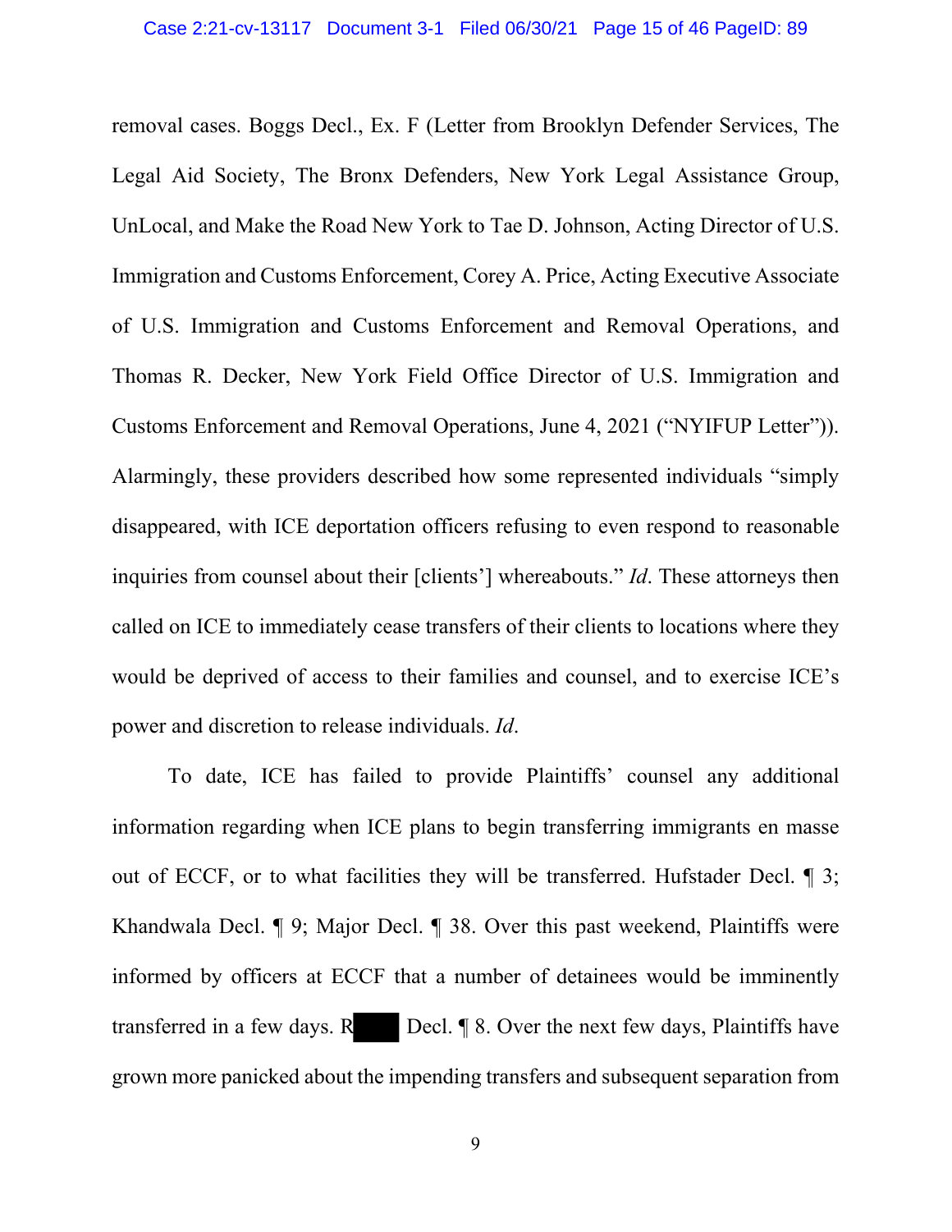removal cases. Boggs Decl., Ex. F (Letter from Brooklyn Defender Services, The Legal Aid Society, The Bronx Defenders, New York Legal Assistance Group, UnLocal, and Make the Road New York to Tae D. Johnson, Acting Director of U.S. Immigration and Customs Enforcement, Corey A. Price, Acting Executive Associate of U.S. Immigration and Customs Enforcement and Removal Operations, and Thomas R. Decker, New York Field Office Director of U.S. Immigration and Customs Enforcement and Removal Operations, June 4, 2021 ("NYIFUP Letter")). Alarmingly, these providers described how some represented individuals "simply disappeared, with ICE deportation officers refusing to even respond to reasonable inquiries from counsel about their [clients'] whereabouts." *Id*. These attorneys then called on ICE to immediately cease transfers of their clients to locations where they would be deprived of access to their families and counsel, and to exercise ICE's power and discretion to release individuals. *Id*.

To date, ICE has failed to provide Plaintiffs' counsel any additional information regarding when ICE plans to begin transferring immigrants en masse out of ECCF, or to what facilities they will be transferred. Hufstader Decl. ¶ 3; Khandwala Decl. ¶ 9; Major Decl. ¶ 38. Over this past weekend, Plaintiffs were informed by officers at ECCF that a number of detainees would be imminently transferred in a few days. R████ Decl. ¶ 8. Over the next few days, Plaintiffs have grown more panicked about the impending transfers and subsequent separation from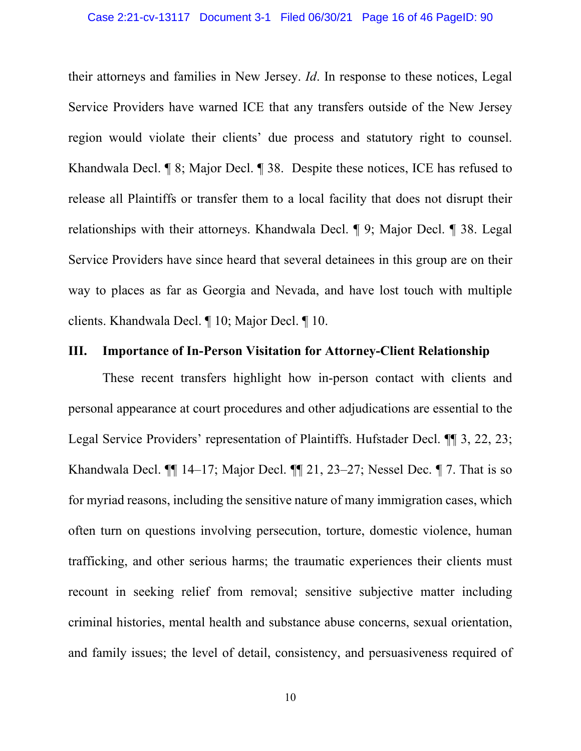their attorneys and families in New Jersey. *Id*. In response to these notices, Legal Service Providers have warned ICE that any transfers outside of the New Jersey region would violate their clients' due process and statutory right to counsel. Khandwala Decl. ¶ 8; Major Decl. ¶ 38. Despite these notices, ICE has refused to release all Plaintiffs or transfer them to a local facility that does not disrupt their relationships with their attorneys. Khandwala Decl. ¶ 9; Major Decl. ¶ 38. Legal Service Providers have since heard that several detainees in this group are on their way to places as far as Georgia and Nevada, and have lost touch with multiple clients. Khandwala Decl. ¶ 10; Major Decl. ¶ 10.

## III. Importance of In-Person Visitation for Attorney-Client Relationship

These recent transfers highlight how in-person contact with clients and personal appearance at court procedures and other adjudications are essential to the Legal Service Providers' representation of Plaintiffs. Hufstader Decl. ¶¶ 3, 22, 23; Khandwala Decl. ¶¶ 14–17; Major Decl. ¶¶ 21, 23–27; Nessel Dec. ¶ 7. That is so for myriad reasons, including the sensitive nature of many immigration cases, which often turn on questions involving persecution, torture, domestic violence, human trafficking, and other serious harms; the traumatic experiences their clients must recount in seeking relief from removal; sensitive subjective matter including criminal histories, mental health and substance abuse concerns, sexual orientation, and family issues; the level of detail, consistency, and persuasiveness required of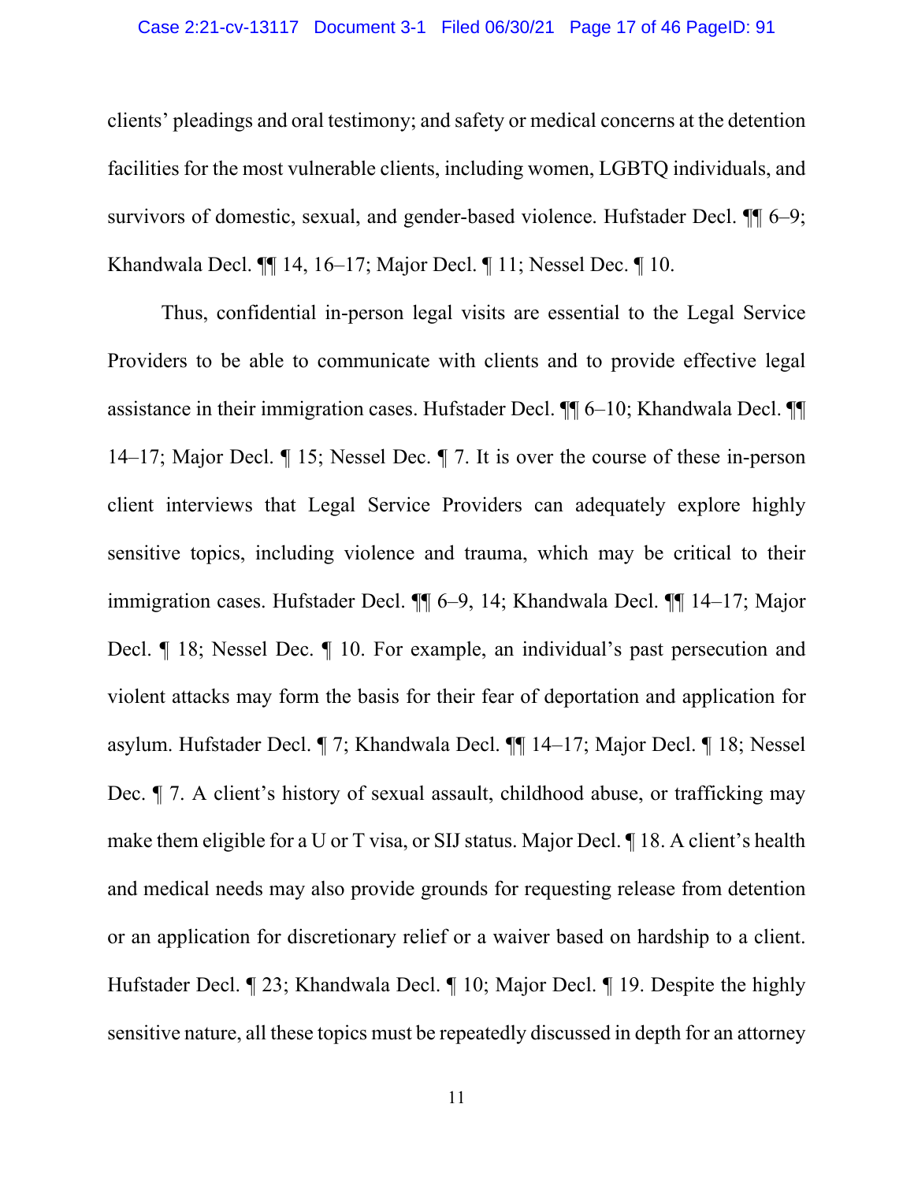clients' pleadings and oral testimony; and safety or medical concerns at the detention facilities for the most vulnerable clients, including women, LGBTQ individuals, and survivors of domestic, sexual, and gender-based violence. Hufstader Decl. ¶¶ 6–9; Khandwala Decl. ¶¶ 14, 16–17; Major Decl. ¶ 11; Nessel Dec. ¶ 10.

Thus, confidential in-person legal visits are essential to the Legal Service Providers to be able to communicate with clients and to provide effective legal assistance in their immigration cases. Hufstader Decl. ¶¶ 6–10; Khandwala Decl. ¶¶ 14–17; Major Decl. ¶ 15; Nessel Dec. ¶ 7. It is over the course of these in-person client interviews that Legal Service Providers can adequately explore highly sensitive topics, including violence and trauma, which may be critical to their immigration cases. Hufstader Decl. ¶¶ 6–9, 14; Khandwala Decl. ¶¶ 14–17; Major Decl. ¶ 18; Nessel Dec. ¶ 10. For example, an individual's past persecution and violent attacks may form the basis for their fear of deportation and application for asylum. Hufstader Decl. ¶ 7; Khandwala Decl. ¶¶ 14–17; Major Decl. ¶ 18; Nessel Dec. ¶ 7. A client's history of sexual assault, childhood abuse, or trafficking may make them eligible for a U or T visa, or SIJ status. Major Decl. ¶ 18. A client's health and medical needs may also provide grounds for requesting release from detention or an application for discretionary relief or a waiver based on hardship to a client. Hufstader Decl. ¶ 23; Khandwala Decl. ¶ 10; Major Decl. ¶ 19. Despite the highly sensitive nature, all these topics must be repeatedly discussed in depth for an attorney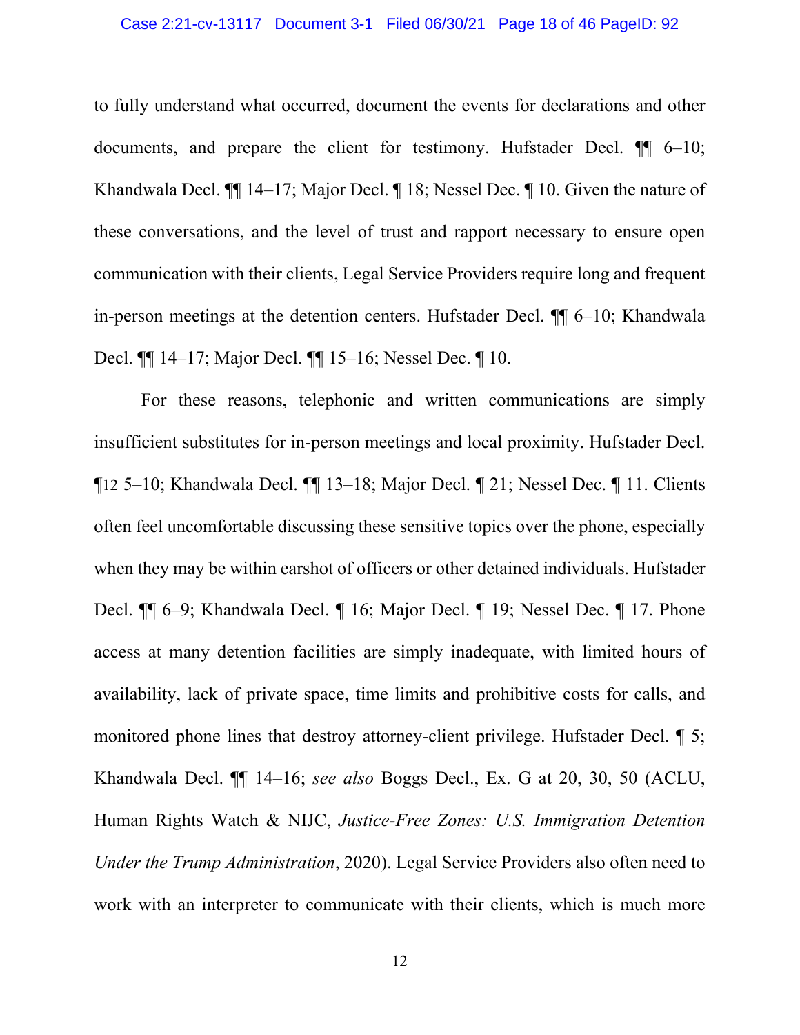to fully understand what occurred, document the events for declarations and other documents, and prepare the client for testimony. Hufstader Decl. ¶¶ 6–10; Khandwala Decl. ¶¶ 14–17; Major Decl. ¶ 18; Nessel Dec. ¶ 10. Given the nature of these conversations, and the level of trust and rapport necessary to ensure open communication with their clients, Legal Service Providers require long and frequent in-person meetings at the detention centers. Hufstader Decl. ¶¶ 6–10; Khandwala Decl. ¶¶ 14–17; Major Decl. ¶¶ 15–16; Nessel Dec. ¶ 10.

For these reasons, telephonic and written communications are simply insufficient substitutes for in-person meetings and local proximity. Hufstader Decl. ¶12 5–10; Khandwala Decl. ¶¶ 13–18; Major Decl. ¶ 21; Nessel Dec. ¶ 11. Clients often feel uncomfortable discussing these sensitive topics over the phone, especially when they may be within earshot of officers or other detained individuals. Hufstader Decl. ¶¶ 6–9; Khandwala Decl. ¶ 16; Major Decl. ¶ 19; Nessel Dec. ¶ 17. Phone access at many detention facilities are simply inadequate, with limited hours of availability, lack of private space, time limits and prohibitive costs for calls, and monitored phone lines that destroy attorney-client privilege. Hufstader Decl. ¶ 5; Khandwala Decl. ¶¶ 14–16; *see also* Boggs Decl., Ex. G at 20, 30, 50 (ACLU, Human Rights Watch & NIJC, *Justice-Free Zones: U.S. Immigration Detention Under the Trump Administration*, 2020). Legal Service Providers also often need to work with an interpreter to communicate with their clients, which is much more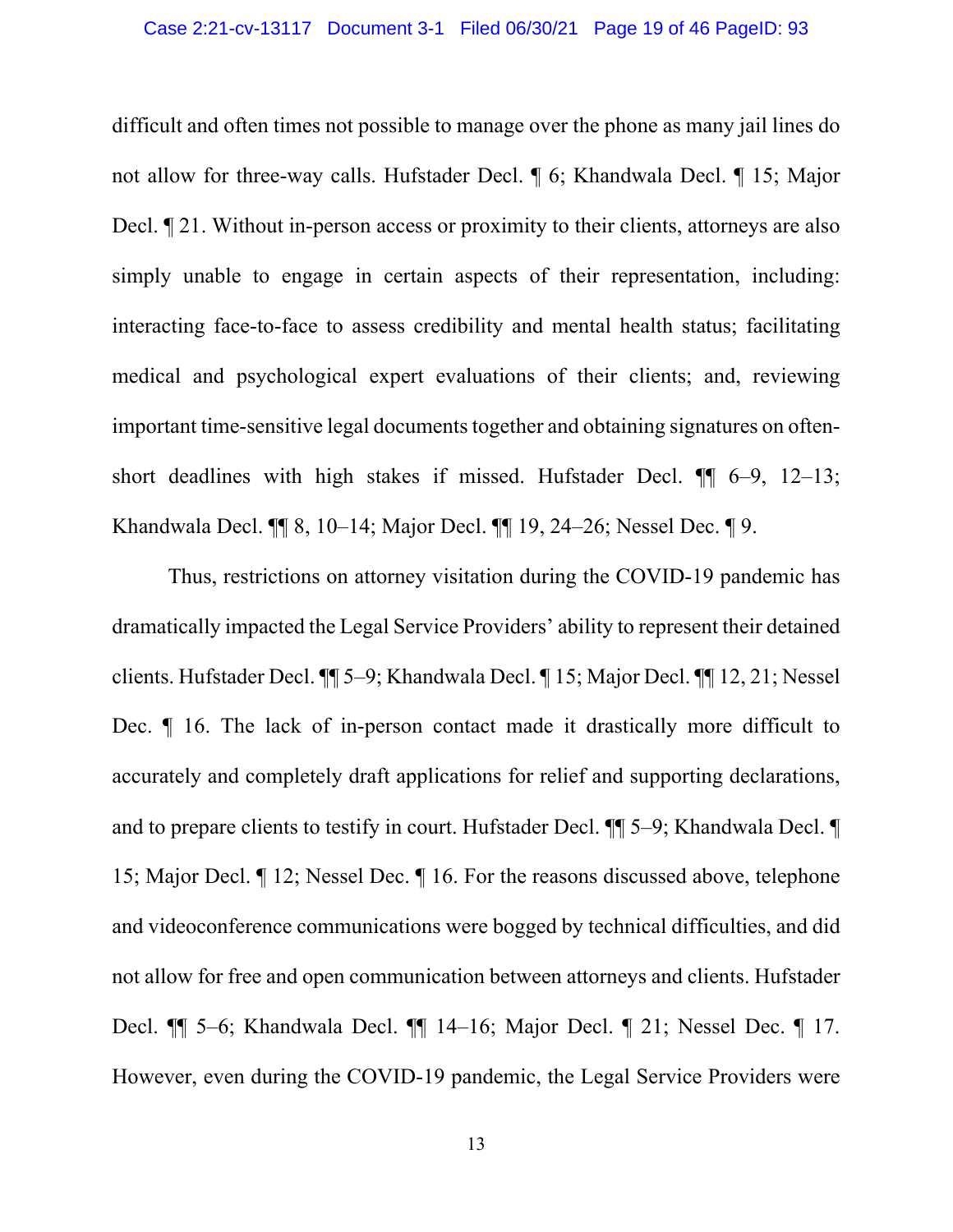difficult and often times not possible to manage over the phone as many jail lines do not allow for three-way calls. Hufstader Decl. ¶ 6; Khandwala Decl. ¶ 15; Major Decl. ¶ 21. Without in-person access or proximity to their clients, attorneys are also simply unable to engage in certain aspects of their representation, including: interacting face-to-face to assess credibility and mental health status; facilitating medical and psychological expert evaluations of their clients; and, reviewing important time-sensitive legal documents together and obtaining signatures on often-short deadlines with high stakes if missed. Hufstader Decl. ¶¶ 6–9, 12–13; Khandwala Decl. ¶¶ 8, 10–14; Major Decl. ¶¶ 19, 24–26; Nessel Dec. ¶ 9.

Thus, restrictions on attorney visitation during the COVID-19 pandemic has dramatically impacted the Legal Service Providers' ability to represent their detained clients. Hufstader Decl. ¶¶ 5–9; Khandwala Decl. ¶ 15; Major Decl. ¶¶ 12, 21; Nessel Dec. ¶ 16. The lack of in-person contact made it drastically more difficult to accurately and completely draft applications for relief and supporting declarations, and to prepare clients to testify in court. Hufstader Decl. ¶¶ 5–9; Khandwala Decl. ¶ 15; Major Decl. ¶ 12; Nessel Dec. ¶ 16. For the reasons discussed above, telephone and videoconference communications were bogged by technical difficulties, and did not allow for free and open communication between attorneys and clients. Hufstader Decl. ¶¶ 5–6; Khandwala Decl. ¶¶ 14–16; Major Decl. ¶ 21; Nessel Dec. ¶ 17. However, even during the COVID-19 pandemic, the Legal Service Providers were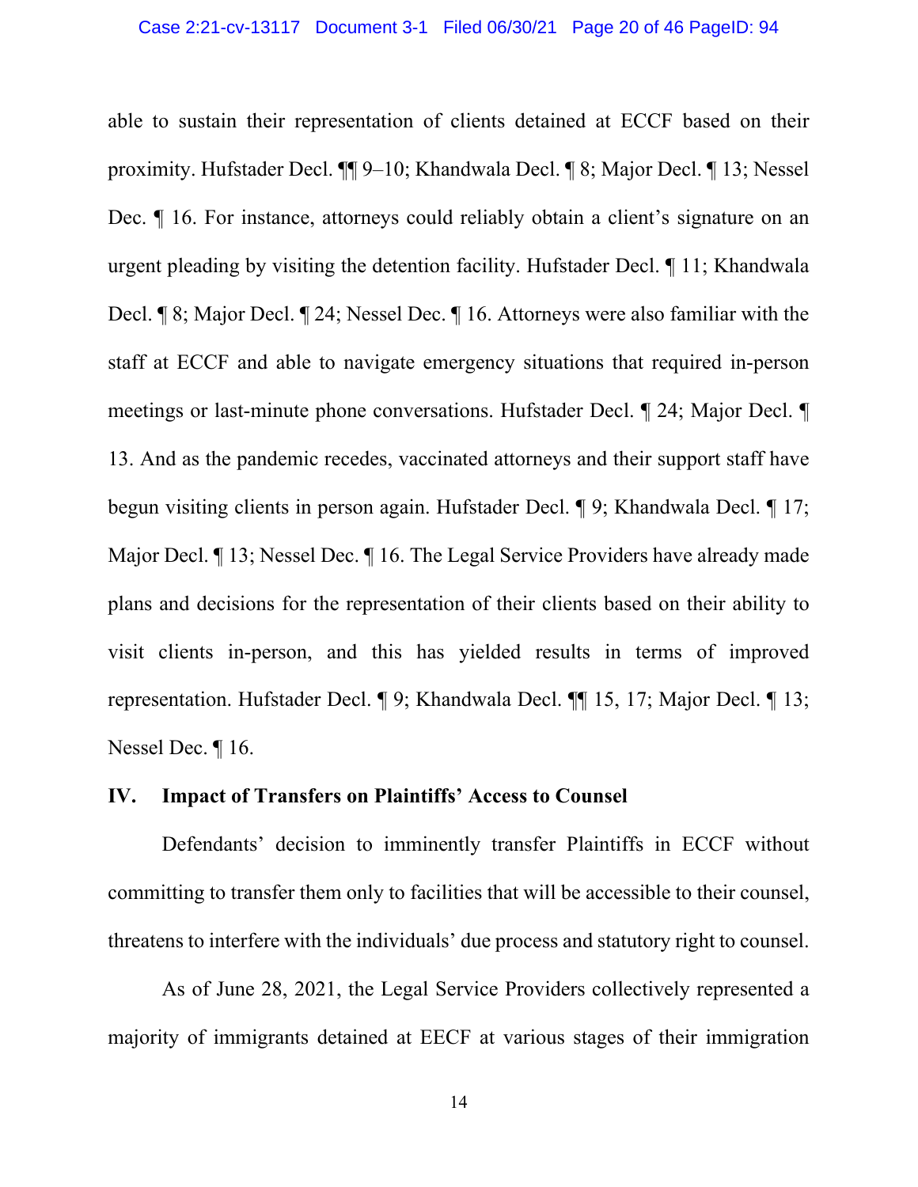able to sustain their representation of clients detained at ECCF based on their proximity. Hufstader Decl. ¶¶ 9–10; Khandwala Decl. ¶ 8; Major Decl. ¶ 13; Nessel Dec. ¶ 16. For instance, attorneys could reliably obtain a client's signature on an urgent pleading by visiting the detention facility. Hufstader Decl. ¶ 11; Khandwala Decl. ¶ 8; Major Decl. ¶ 24; Nessel Dec. ¶ 16. Attorneys were also familiar with the staff at ECCF and able to navigate emergency situations that required in-person meetings or last-minute phone conversations. Hufstader Decl. ¶ 24; Major Decl. ¶ 13. And as the pandemic recedes, vaccinated attorneys and their support staff have begun visiting clients in person again. Hufstader Decl. ¶ 9; Khandwala Decl. ¶ 17; Major Decl. ¶ 13; Nessel Dec. ¶ 16. The Legal Service Providers have already made plans and decisions for the representation of their clients based on their ability to visit clients in-person, and this has yielded results in terms of improved representation. Hufstader Decl. ¶ 9; Khandwala Decl. ¶¶ 15, 17; Major Decl. ¶ 13; Nessel Dec. ¶ 16.

## IV. Impact of Transfers on Plaintiffs' Access to Counsel

Defendants' decision to imminently transfer Plaintiffs in ECCF without committing to transfer them only to facilities that will be accessible to their counsel, threatens to interfere with the individuals' due process and statutory right to counsel.

As of June 28, 2021, the Legal Service Providers collectively represented a majority of immigrants detained at EECF at various stages of their immigration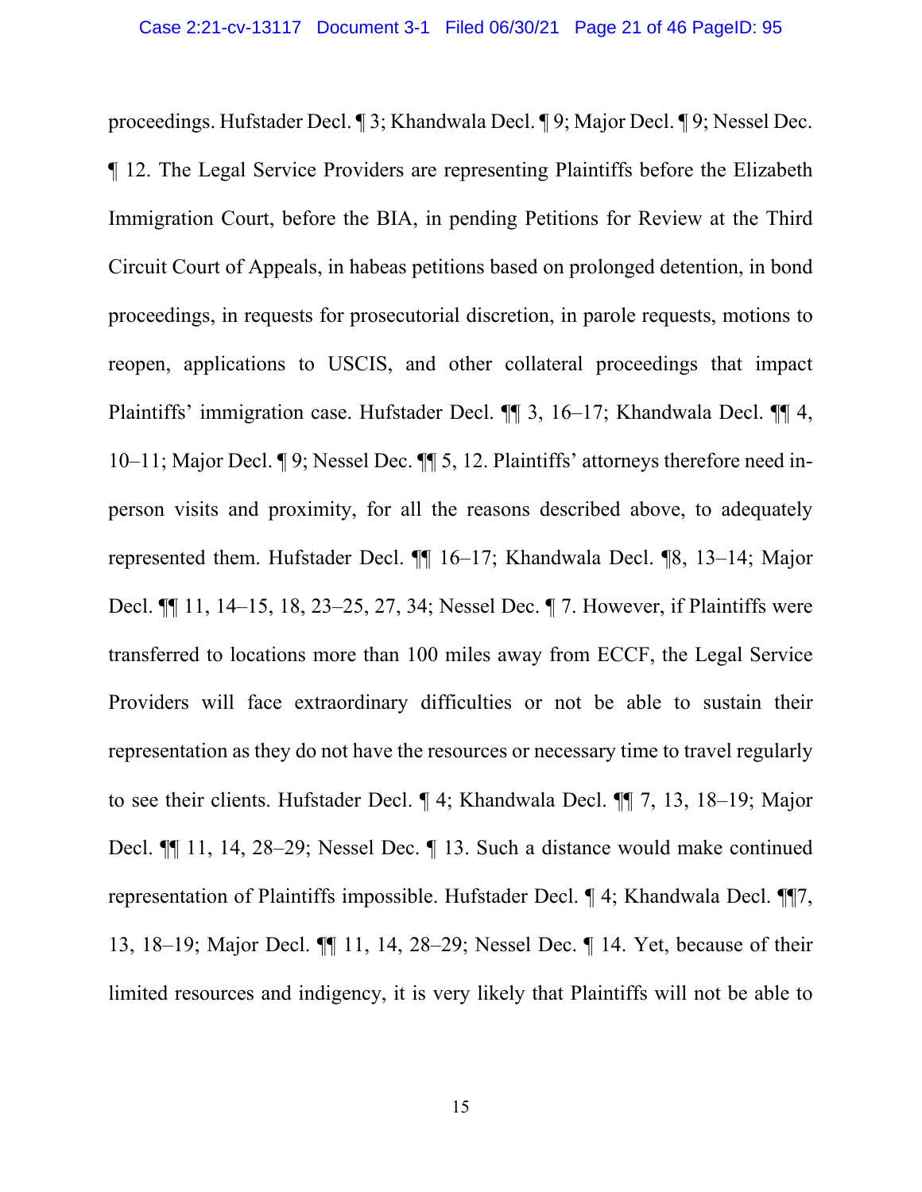proceedings. Hufstader Decl. ¶ 3; Khandwala Decl. ¶ 9; Major Decl. ¶ 9; Nessel Dec. ¶ 12. The Legal Service Providers are representing Plaintiffs before the Elizabeth Immigration Court, before the BIA, in pending Petitions for Review at the Third Circuit Court of Appeals, in habeas petitions based on prolonged detention, in bond proceedings, in requests for prosecutorial discretion, in parole requests, motions to reopen, applications to USCIS, and other collateral proceedings that impact Plaintiffs' immigration case. Hufstader Decl. ¶¶ 3, 16–17; Khandwala Decl. ¶¶ 4, 10–11; Major Decl. ¶ 9; Nessel Dec. ¶¶ 5, 12. Plaintiffs' attorneys therefore need in-person visits and proximity, for all the reasons described above, to adequately represented them. Hufstader Decl. ¶¶ 16–17; Khandwala Decl. ¶8, 13–14; Major Decl. ¶¶ 11, 14–15, 18, 23–25, 27, 34; Nessel Dec. ¶ 7. However, if Plaintiffs were transferred to locations more than 100 miles away from ECCF, the Legal Service Providers will face extraordinary difficulties or not be able to sustain their representation as they do not have the resources or necessary time to travel regularly to see their clients. Hufstader Decl. ¶ 4; Khandwala Decl. ¶¶ 7, 13, 18–19; Major Decl. ¶¶ 11, 14, 28–29; Nessel Dec. ¶ 13. Such a distance would make continued representation of Plaintiffs impossible. Hufstader Decl. ¶ 4; Khandwala Decl. ¶¶7, 13, 18–19; Major Decl. ¶¶ 11, 14, 28–29; Nessel Dec. ¶ 14. Yet, because of their limited resources and indigency, it is very likely that Plaintiffs will not be able to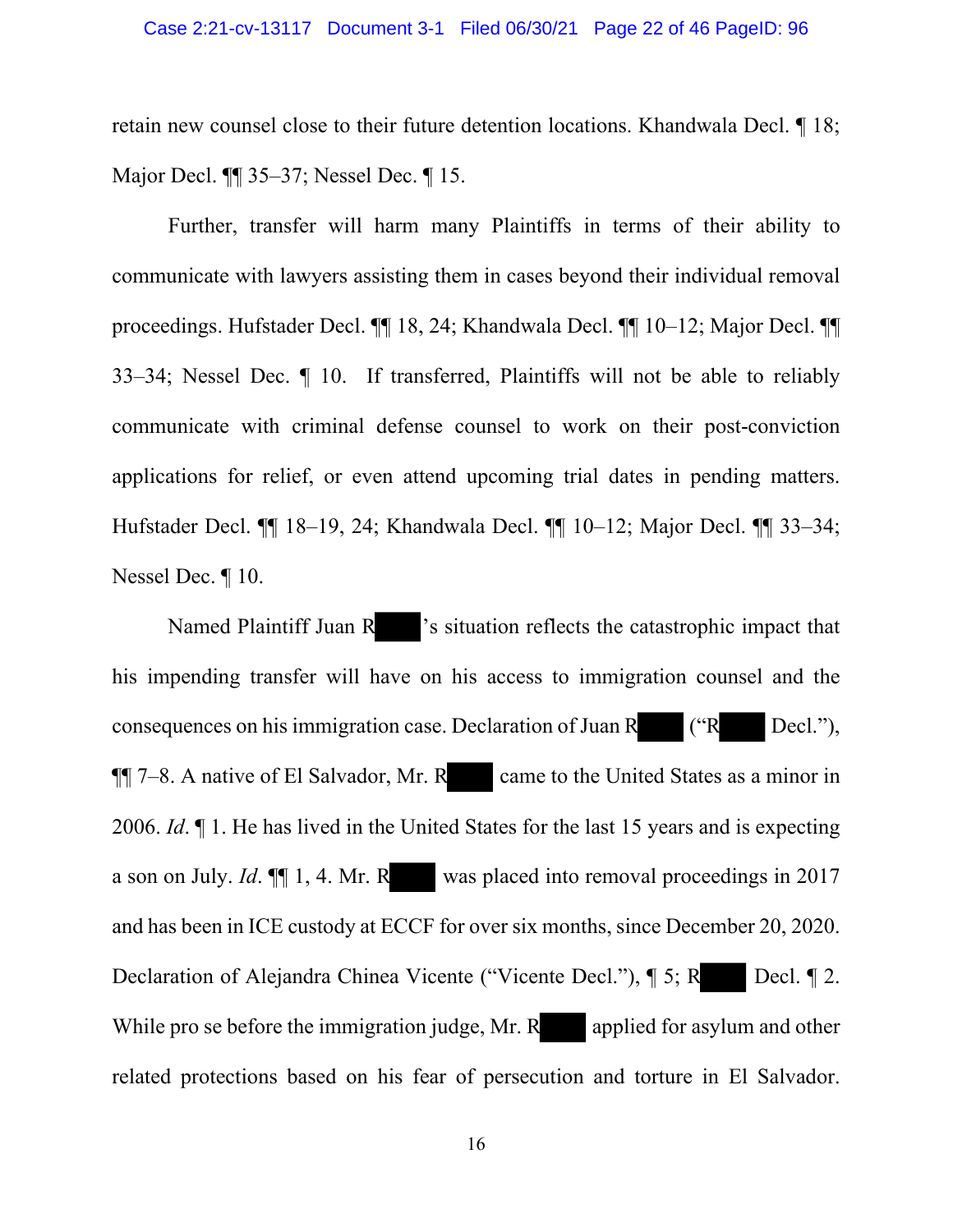retain new counsel close to their future detention locations. Khandwala Decl. ¶ 18; Major Decl. ¶¶ 35–37; Nessel Dec. ¶ 15.

Further, transfer will harm many Plaintiffs in terms of their ability to communicate with lawyers assisting them in cases beyond their individual removal proceedings. Hufstader Decl. ¶¶ 18, 24; Khandwala Decl. ¶¶ 10–12; Major Decl. ¶¶ 33–34; Nessel Dec. ¶ 10. If transferred, Plaintiffs will not be able to reliably communicate with criminal defense counsel to work on their post-conviction applications for relief, or even attend upcoming trial dates in pending matters. Hufstader Decl. ¶¶ 18–19, 24; Khandwala Decl. ¶¶ 10–12; Major Decl. ¶¶ 33–34; Nessel Dec. ¶ 10.

Named Plaintiff Juan R█████'s situation reflects the catastrophic impact that his impending transfer will have on his access to immigration counsel and the consequences on his immigration case. Declaration of Juan R█████ ("R█████ Decl."), ¶¶ 7–8. A native of El Salvador, Mr. R█████ came to the United States as a minor in 2006. *Id*. ¶ 1. He has lived in the United States for the last 15 years and is expecting a son on July. *Id*. ¶¶ 1, 4. Mr. R█████ was placed into removal proceedings in 2017 and has been in ICE custody at ECCF for over six months, since December 20, 2020. Declaration of Alejandra Chinea Vicente ("Vicente Decl."), ¶ 5; R█████ Decl. ¶ 2. While pro se before the immigration judge, Mr. R█████ applied for asylum and other related protections based on his fear of persecution and torture in El Salvador.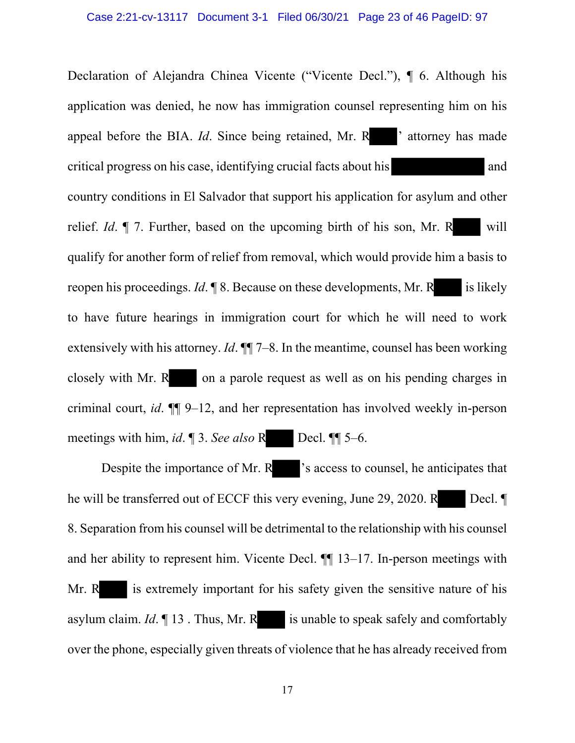Declaration of Alejandra Chinea Vicente ("Vicente Decl."), ¶ 6. Although his application was denied, he now has immigration counsel representing him on his appeal before the BIA. *Id*. Since being retained, Mr. R█████' attorney has made critical progress on his case, identifying crucial facts about his ██████████ and country conditions in El Salvador that support his application for asylum and other relief. *Id*. ¶ 7. Further, based on the upcoming birth of his son, Mr. R█████ will qualify for another form of relief from removal, which would provide him a basis to reopen his proceedings. *Id*. ¶ 8. Because on these developments, Mr. R█████ is likely to have future hearings in immigration court for which he will need to work extensively with his attorney. *Id*. ¶¶ 7–8. In the meantime, counsel has been working closely with Mr. R█████ on a parole request as well as on his pending charges in criminal court, *id*. ¶¶ 9–12, and her representation has involved weekly in-person meetings with him, *id*. ¶ 3. *See also* R█████ Decl. ¶¶ 5–6.

Despite the importance of Mr. R█████'s access to counsel, he anticipates that he will be transferred out of ECCF this very evening, June 29, 2020. R█████ Decl. ¶ 8. Separation from his counsel will be detrimental to the relationship with his counsel and her ability to represent him. Vicente Decl. ¶¶ 13–17. In-person meetings with Mr. R█████ is extremely important for his safety given the sensitive nature of his asylum claim. *Id*. ¶ 13 . Thus, Mr. R█████ is unable to speak safely and comfortably over the phone, especially given threats of violence that he has already received from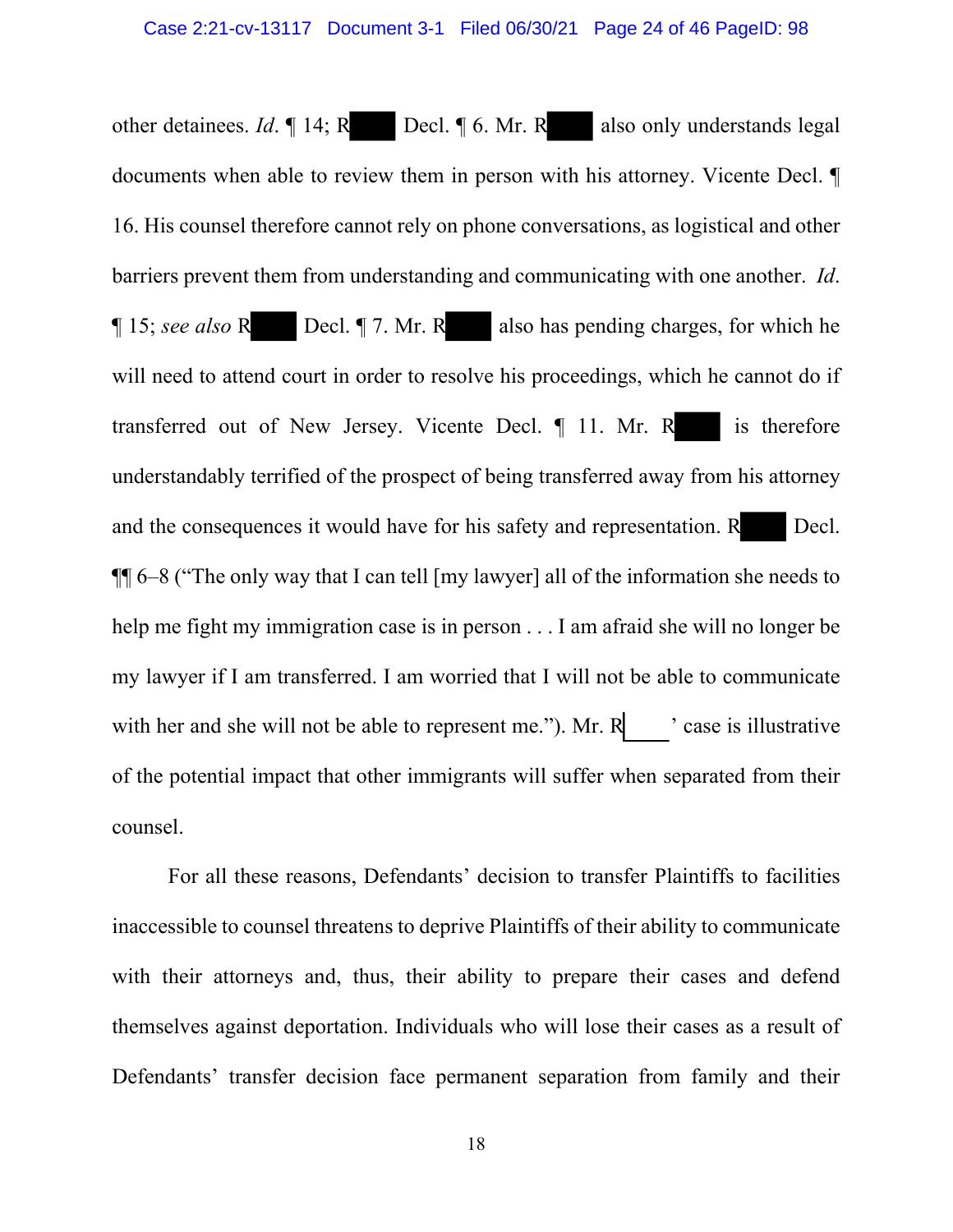other detainees. *Id*. ¶ 14; R[REDACTED] Decl. ¶ 6. Mr. R[REDACTED] also only understands legal documents when able to review them in person with his attorney. Vicente Decl. ¶ 16. His counsel therefore cannot rely on phone conversations, as logistical and other barriers prevent them from understanding and communicating with one another. *Id*. ¶ 15; *see also* R[REDACTED] Decl. ¶ 7. Mr. R[REDACTED] also has pending charges, for which he will need to attend court in order to resolve his proceedings, which he cannot do if transferred out of New Jersey. Vicente Decl. ¶ 11. Mr. R[REDACTED] is therefore understandably terrified of the prospect of being transferred away from his attorney and the consequences it would have for his safety and representation. R[REDACTED] Decl. ¶¶ 6–8 ("The only way that I can tell [my lawyer] all of the information she needs to help me fight my immigration case is in person . . . I am afraid she will no longer be my lawyer if I am transferred. I am worried that I will not be able to communicate with her and she will not be able to represent me."). Mr. R[REDACTED]' case is illustrative of the potential impact that other immigrants will suffer when separated from their counsel.

For all these reasons, Defendants' decision to transfer Plaintiffs to facilities inaccessible to counsel threatens to deprive Plaintiffs of their ability to communicate with their attorneys and, thus, their ability to prepare their cases and defend themselves against deportation. Individuals who will lose their cases as a result of Defendants' transfer decision face permanent separation from family and their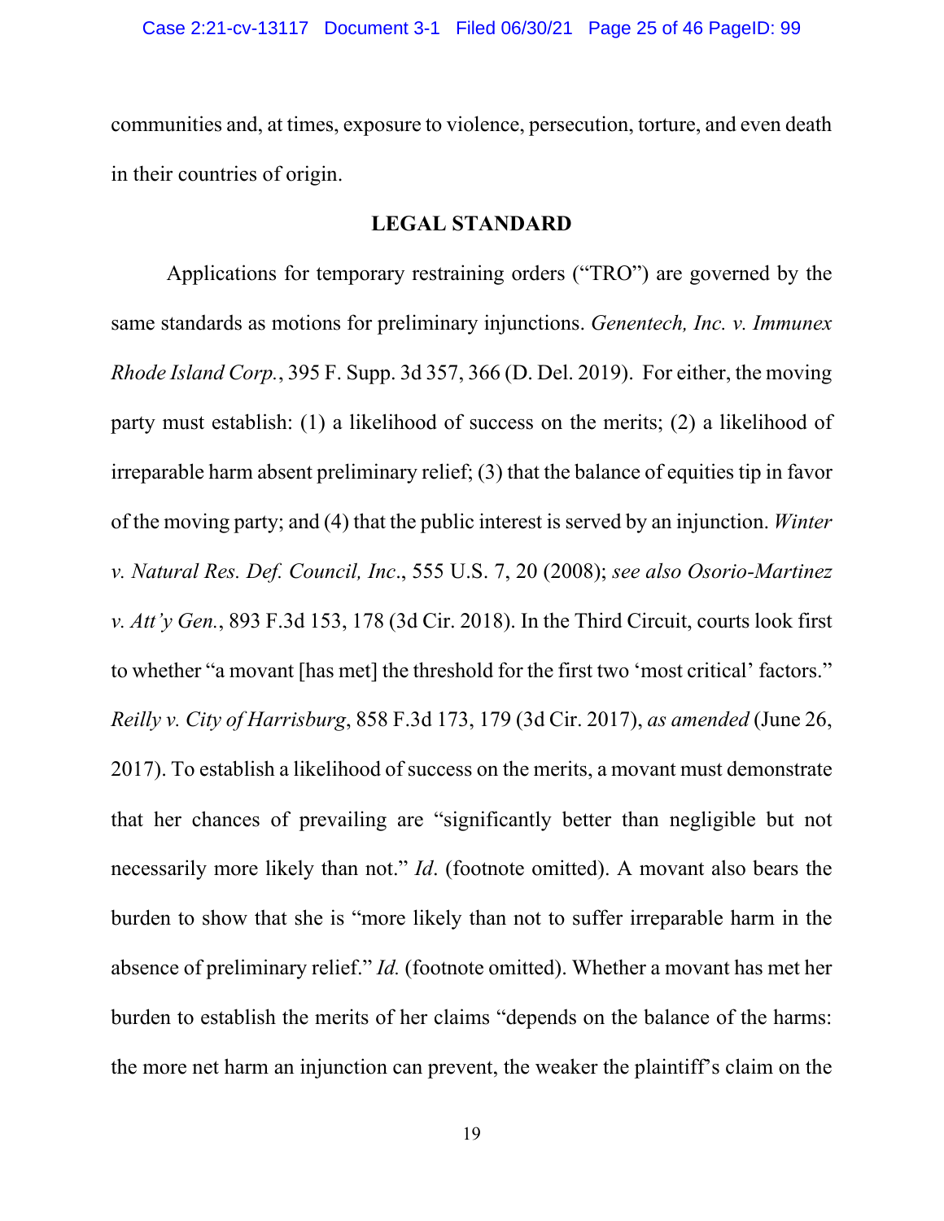communities and, at times, exposure to violence, persecution, torture, and even death in their countries of origin.

## LEGAL STANDARD

Applications for temporary restraining orders ("TRO") are governed by the same standards as motions for preliminary injunctions. *Genentech, Inc. v. Immunex Rhode Island Corp.*, 395 F. Supp. 3d 357, 366 (D. Del. 2019). For either, the moving party must establish: (1) a likelihood of success on the merits; (2) a likelihood of irreparable harm absent preliminary relief; (3) that the balance of equities tip in favor of the moving party; and (4) that the public interest is served by an injunction. *Winter v. Natural Res. Def. Council, Inc*., 555 U.S. 7, 20 (2008); *see also Osorio-Martinez v. Att'y Gen.*, 893 F.3d 153, 178 (3d Cir. 2018). In the Third Circuit, courts look first to whether "a movant [has met] the threshold for the first two 'most critical' factors." *Reilly v. City of Harrisburg*, 858 F.3d 173, 179 (3d Cir. 2017), *as amended* (June 26, 2017). To establish a likelihood of success on the merits, a movant must demonstrate that her chances of prevailing are "significantly better than negligible but not necessarily more likely than not." *Id*. (footnote omitted). A movant also bears the burden to show that she is "more likely than not to suffer irreparable harm in the absence of preliminary relief." *Id.* (footnote omitted). Whether a movant has met her burden to establish the merits of her claims "depends on the balance of the harms: the more net harm an injunction can prevent, the weaker the plaintiff's claim on the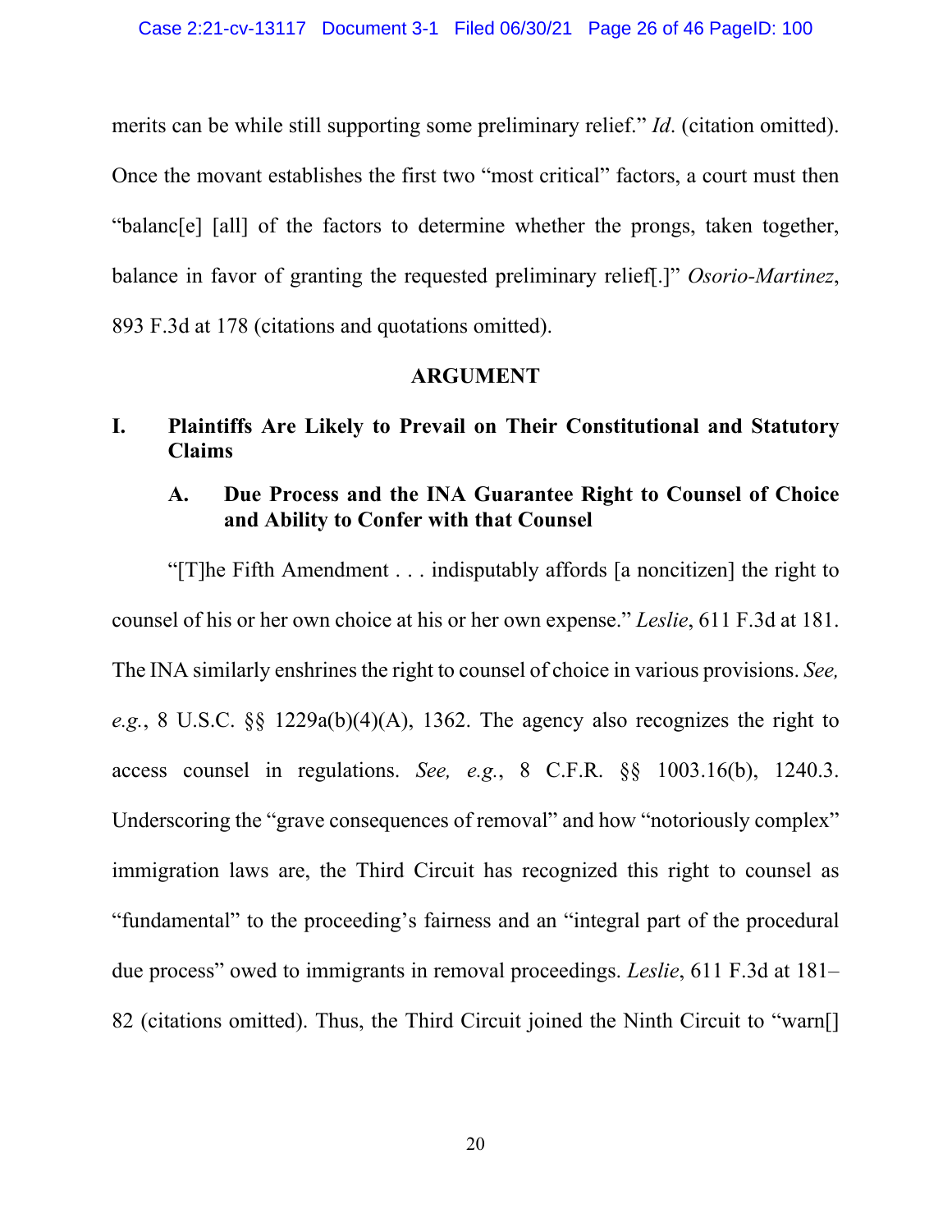merits can be while still supporting some preliminary relief." *Id*. (citation omitted). Once the movant establishes the first two "most critical" factors, a court must then "balanc[e] [all] of the factors to determine whether the prongs, taken together, balance in favor of granting the requested preliminary relief[.]" *Osorio-Martinez*, 893 F.3d at 178 (citations and quotations omitted).

## ARGUMENT

### I. Plaintiffs Are Likely to Prevail on Their Constitutional and Statutory Claims

#### A. Due Process and the INA Guarantee Right to Counsel of Choice and Ability to Confer with that Counsel

"[T]he Fifth Amendment . . . indisputably affords [a noncitizen] the right to counsel of his or her own choice at his or her own expense." *Leslie*, 611 F.3d at 181. The INA similarly enshrines the right to counsel of choice in various provisions. *See, e.g.*, 8 U.S.C. §§ 1229a(b)(4)(A), 1362. The agency also recognizes the right to access counsel in regulations. *See, e.g.*, 8 C.F.R. §§ 1003.16(b), 1240.3. Underscoring the "grave consequences of removal" and how "notoriously complex" immigration laws are, the Third Circuit has recognized this right to counsel as "fundamental" to the proceeding's fairness and an "integral part of the procedural due process" owed to immigrants in removal proceedings. *Leslie*, 611 F.3d at 181–82 (citations omitted). Thus, the Third Circuit joined the Ninth Circuit to "warn[]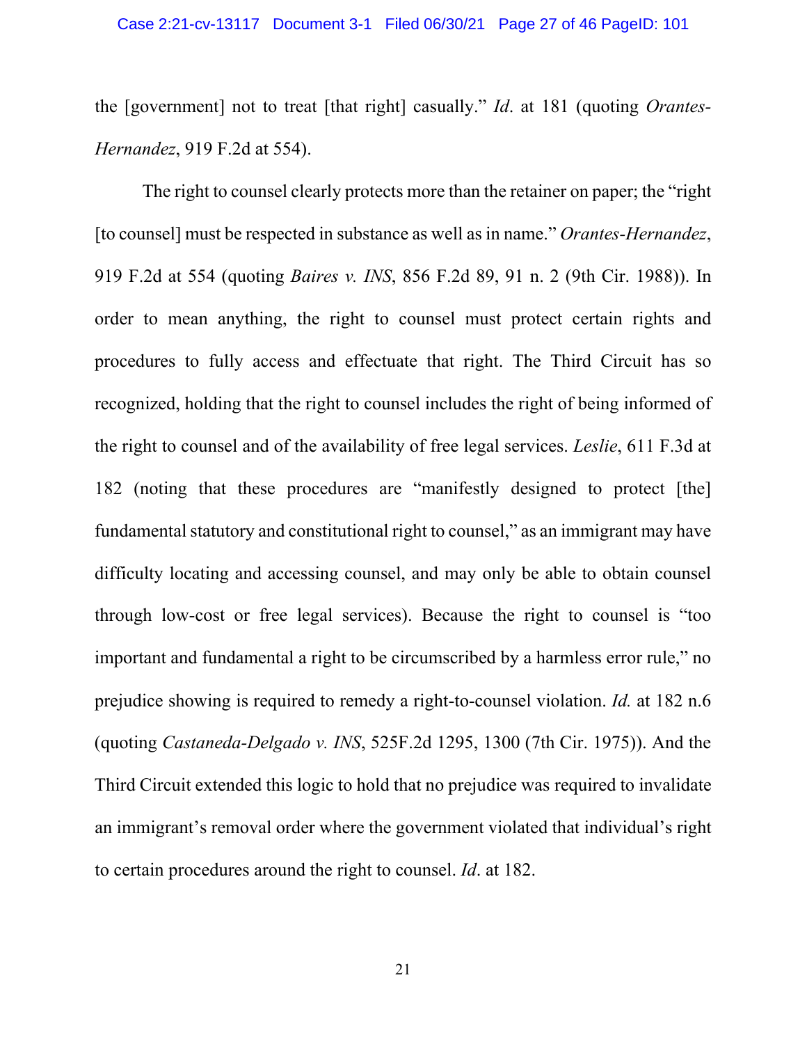the [government] not to treat [that right] casually." *Id*. at 181 (quoting *Orantes-Hernandez*, 919 F.2d at 554).

The right to counsel clearly protects more than the retainer on paper; the "right [to counsel] must be respected in substance as well as in name." *Orantes-Hernandez*, 919 F.2d at 554 (quoting *Baires v. INS*, 856 F.2d 89, 91 n. 2 (9th Cir. 1988)). In order to mean anything, the right to counsel must protect certain rights and procedures to fully access and effectuate that right. The Third Circuit has so recognized, holding that the right to counsel includes the right of being informed of the right to counsel and of the availability of free legal services. *Leslie*, 611 F.3d at 182 (noting that these procedures are "manifestly designed to protect [the] fundamental statutory and constitutional right to counsel," as an immigrant may have difficulty locating and accessing counsel, and may only be able to obtain counsel through low-cost or free legal services). Because the right to counsel is "too important and fundamental a right to be circumscribed by a harmless error rule," no prejudice showing is required to remedy a right-to-counsel violation. *Id.* at 182 n.6 (quoting *Castaneda-Delgado v. INS*, 525F.2d 1295, 1300 (7th Cir. 1975)). And the Third Circuit extended this logic to hold that no prejudice was required to invalidate an immigrant's removal order where the government violated that individual's right to certain procedures around the right to counsel. *Id*. at 182.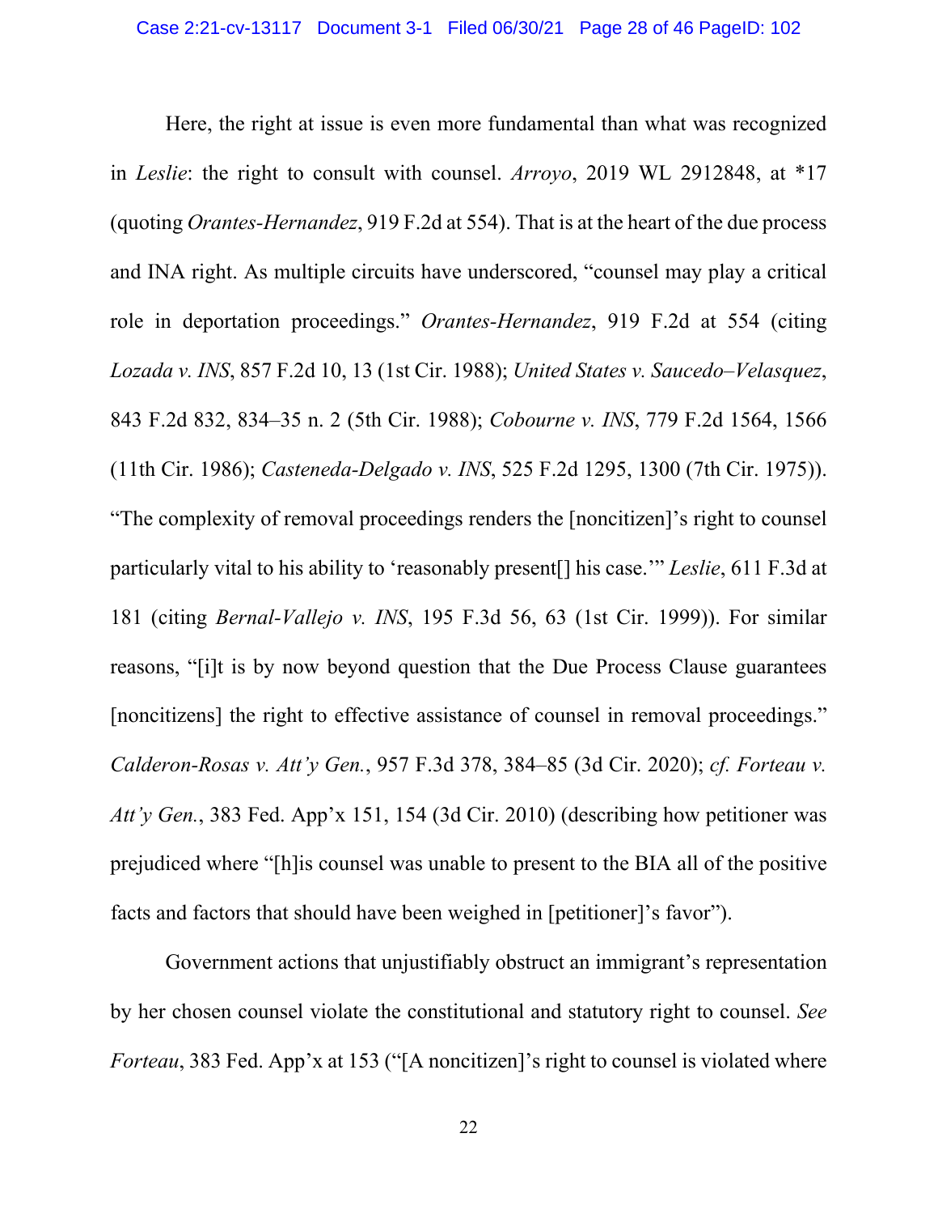Here, the right at issue is even more fundamental than what was recognized in *Leslie*: the right to consult with counsel. *Arroyo*, 2019 WL 2912848, at *17 (quoting *Orantes-Hernandez*, 919 F.2d at 554). That is at the heart of the due process and INA right. As multiple circuits have underscored, "counsel may play a critical role in deportation proceedings." *Orantes-Hernandez*, 919 F.2d at 554 (citing *Lozada v. INS*, 857 F.2d 10, 13 (1st Cir. 1988); *United States v. Saucedo–Velasquez*, 843 F.2d 832, 834–35 n. 2 (5th Cir. 1988); *Cobourne v. INS*, 779 F.2d 1564, 1566 (11th Cir. 1986); *Casteneda-Delgado v. INS*, 525 F.2d 1295, 1300 (7th Cir. 1975)). "The complexity of removal proceedings renders the [noncitizen]'s right to counsel particularly vital to his ability to 'reasonably present[] his case.'" *Leslie*, 611 F.3d at 181 (citing *Bernal-Vallejo v. INS*, 195 F.3d 56, 63 (1st Cir. 1999)). For similar reasons, "[i]t is by now beyond question that the Due Process Clause guarantees [noncitizens] the right to effective assistance of counsel in removal proceedings." *Calderon-Rosas v. Att'y Gen.*, 957 F.3d 378, 384–85 (3d Cir. 2020); *cf. Forteau v. Att'y Gen.*, 383 Fed. App'x 151, 154 (3d Cir. 2010) (describing how petitioner was prejudiced where "[h]is counsel was unable to present to the BIA all of the positive facts and factors that should have been weighed in [petitioner]'s favor").

Government actions that unjustifiably obstruct an immigrant's representation by her chosen counsel violate the constitutional and statutory right to counsel. *See Forteau*, 383 Fed. App'x at 153 ("[A noncitizen]'s right to counsel is violated where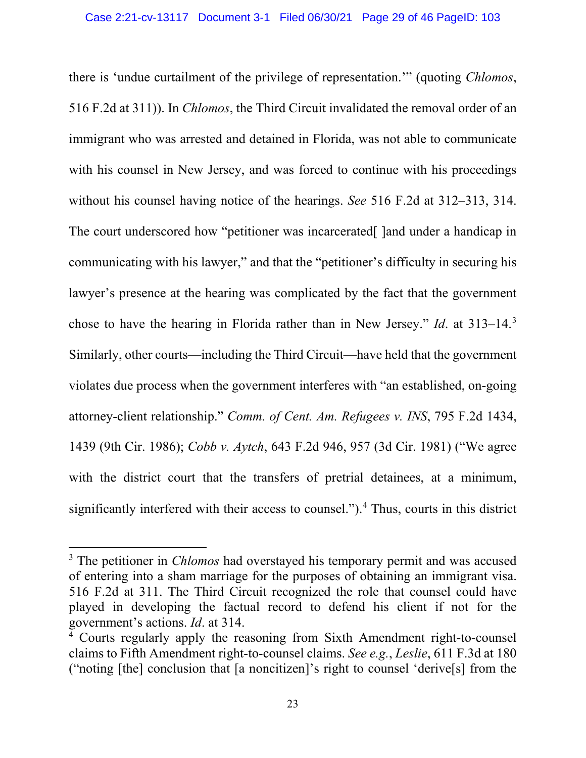there is 'undue curtailment of the privilege of representation.'" (quoting *Chlomos*, 516 F.2d at 311)). In *Chlomos*, the Third Circuit invalidated the removal order of an immigrant who was arrested and detained in Florida, was not able to communicate with his counsel in New Jersey, and was forced to continue with his proceedings without his counsel having notice of the hearings. *See* 516 F.2d at 312–313, 314. The court underscored how "petitioner was incarcerated[ ]and under a handicap in communicating with his lawyer," and that the "petitioner's difficulty in securing his lawyer's presence at the hearing was complicated by the fact that the government chose to have the hearing in Florida rather than in New Jersey." *Id*. at 313–14.[3] Similarly, other courts—including the Third Circuit—have held that the government violates due process when the government interferes with "an established, on-going attorney-client relationship." *Comm. of Cent. Am. Refugees v. INS*, 795 F.2d 1434, 1439 (9th Cir. 1986); *Cobb v. Aytch*, 643 F.2d 946, 957 (3d Cir. 1981) ("We agree with the district court that the transfers of pretrial detainees, at a minimum, significantly interfered with their access to counsel.").[4] Thus, courts in this district

---

[3] The petitioner in *Chlomos* had overstayed his temporary permit and was accused of entering into a sham marriage for the purposes of obtaining an immigrant visa. 516 F.2d at 311. The Third Circuit recognized the role that counsel could have played in developing the factual record to defend his client if not for the government's actions. *Id*. at 314.

[4] Courts regularly apply the reasoning from Sixth Amendment right-to-counsel claims to Fifth Amendment right-to-counsel claims. *See e.g.*, *Leslie*, 611 F.3d at 180 ("noting [the] conclusion that [a noncitizen]'s right to counsel 'derive[s] from the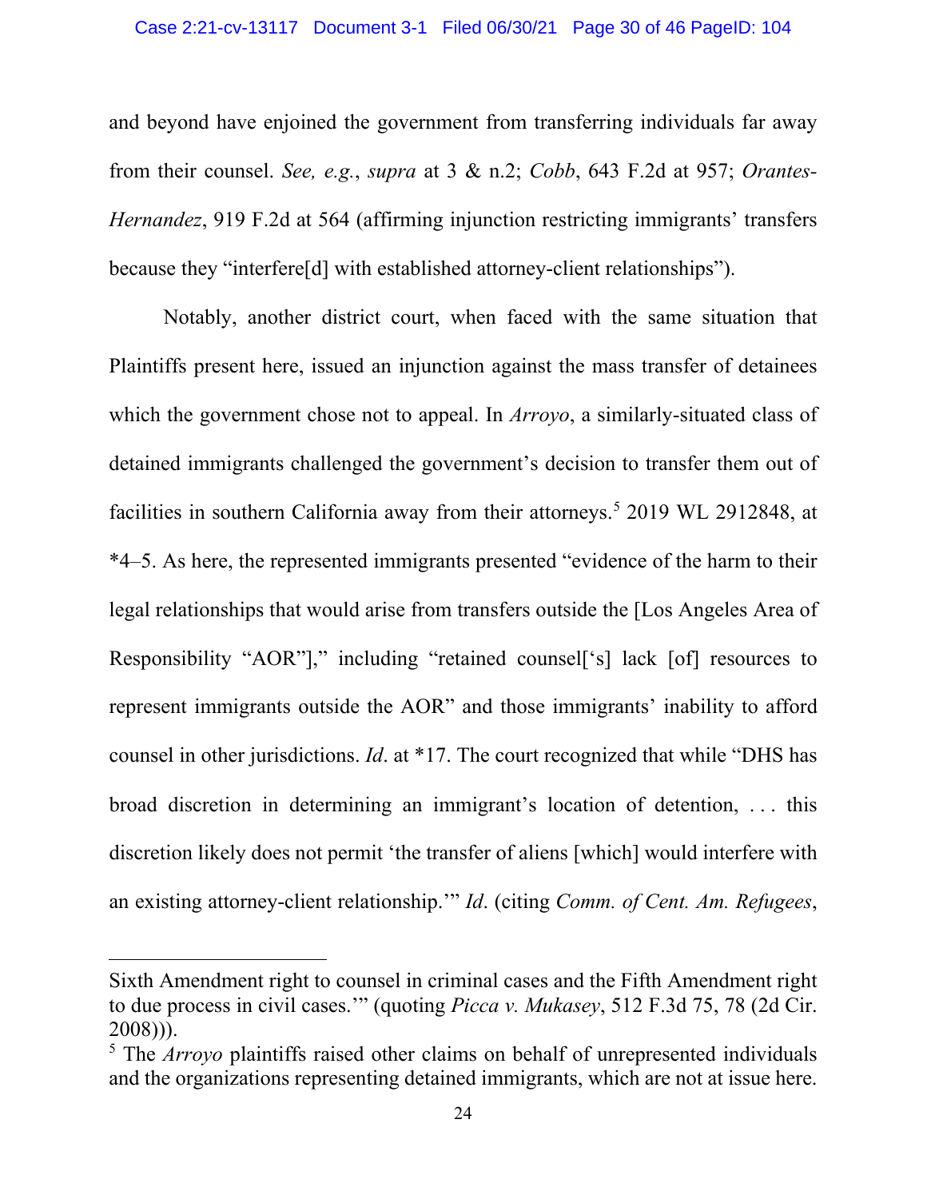and beyond have enjoined the government from transferring individuals far away from their counsel. *See, e.g.*, *supra* at 3 & n.2; *Cobb*, 643 F.2d at 957; *Orantes-Hernandez*, 919 F.2d at 564 (affirming injunction restricting immigrants' transfers because they "interfere[d] with established attorney-client relationships").

Notably, another district court, when faced with the same situation that Plaintiffs present here, issued an injunction against the mass transfer of detainees which the government chose not to appeal. In *Arroyo*, a similarly-situated class of detained immigrants challenged the government's decision to transfer them out of facilities in southern California away from their attorneys.[5] 2019 WL 2912848, at *4–5. As here, the represented immigrants presented "evidence of the harm to their legal relationships that would arise from transfers outside the [Los Angeles Area of Responsibility "AOR"]," including "retained counsel['s] lack [of] resources to represent immigrants outside the AOR" and those immigrants' inability to afford counsel in other jurisdictions. *Id*. at *17. The court recognized that while "DHS has broad discretion in determining an immigrant's location of detention, . . . this discretion likely does not permit 'the transfer of aliens [which] would interfere with an existing attorney-client relationship.'" *Id*. (citing *Comm. of Cent. Am. Refugees*,

---

Sixth Amendment right to counsel in criminal cases and the Fifth Amendment right to due process in civil cases.'" (quoting *Picca v. Mukasey*, 512 F.3d 75, 78 (2d Cir. 2008))).

[5] The *Arroyo* plaintiffs raised other claims on behalf of unrepresented individuals and the organizations representing detained immigrants, which are not at issue here.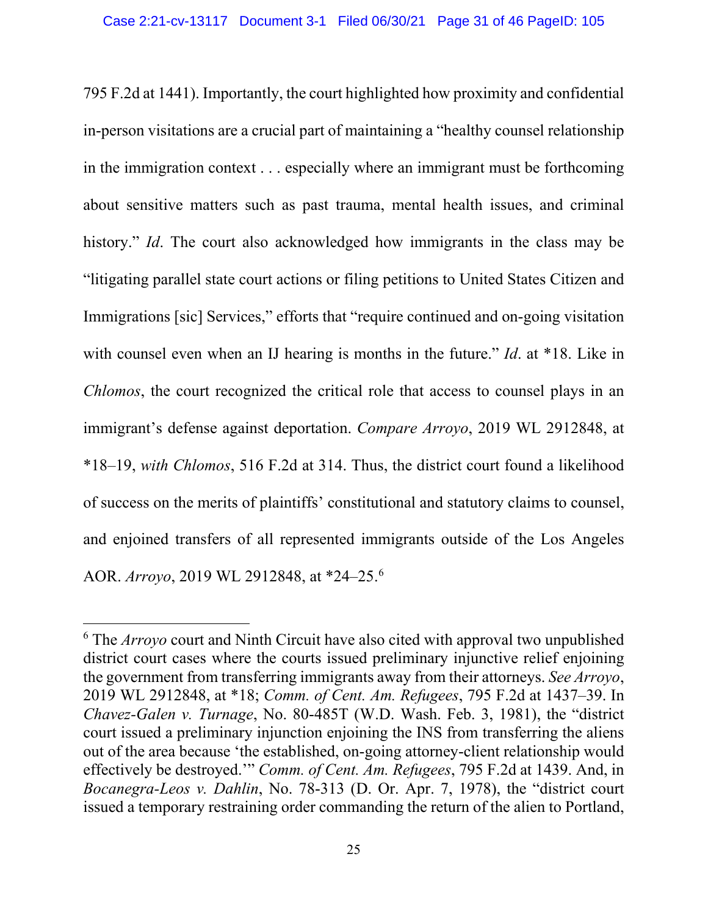795 F.2d at 1441). Importantly, the court highlighted how proximity and confidential in-person visitations are a crucial part of maintaining a "healthy counsel relationship in the immigration context . . . especially where an immigrant must be forthcoming about sensitive matters such as past trauma, mental health issues, and criminal history." *Id*. The court also acknowledged how immigrants in the class may be "litigating parallel state court actions or filing petitions to United States Citizen and Immigrations [sic] Services," efforts that "require continued and on-going visitation with counsel even when an IJ hearing is months in the future." *Id*. at *18. Like in *Chlomos*, the court recognized the critical role that access to counsel plays in an immigrant's defense against deportation. *Compare Arroyo*, 2019 WL 2912848, at *18–19, *with Chlomos*, 516 F.2d at 314. Thus, the district court found a likelihood of success on the merits of plaintiffs' constitutional and statutory claims to counsel, and enjoined transfers of all represented immigrants outside of the Los Angeles AOR. *Arroyo*, 2019 WL 2912848, at *24–25.[6]

---

[6] The *Arroyo* court and Ninth Circuit have also cited with approval two unpublished district court cases where the courts issued preliminary injunctive relief enjoining the government from transferring immigrants away from their attorneys. *See Arroyo*, 2019 WL 2912848, at *18; *Comm. of Cent. Am. Refugees*, 795 F.2d at 1437–39. In *Chavez-Galen v. Turnage*, No. 80-485T (W.D. Wash. Feb. 3, 1981), the "district court issued a preliminary injunction enjoining the INS from transferring the aliens out of the area because 'the established, on-going attorney-client relationship would effectively be destroyed.'" *Comm. of Cent. Am. Refugees*, 795 F.2d at 1439. And, in *Bocanegra-Leos v. Dahlin*, No. 78-313 (D. Or. Apr. 7, 1978), the "district court issued a temporary restraining order commanding the return of the alien to Portland,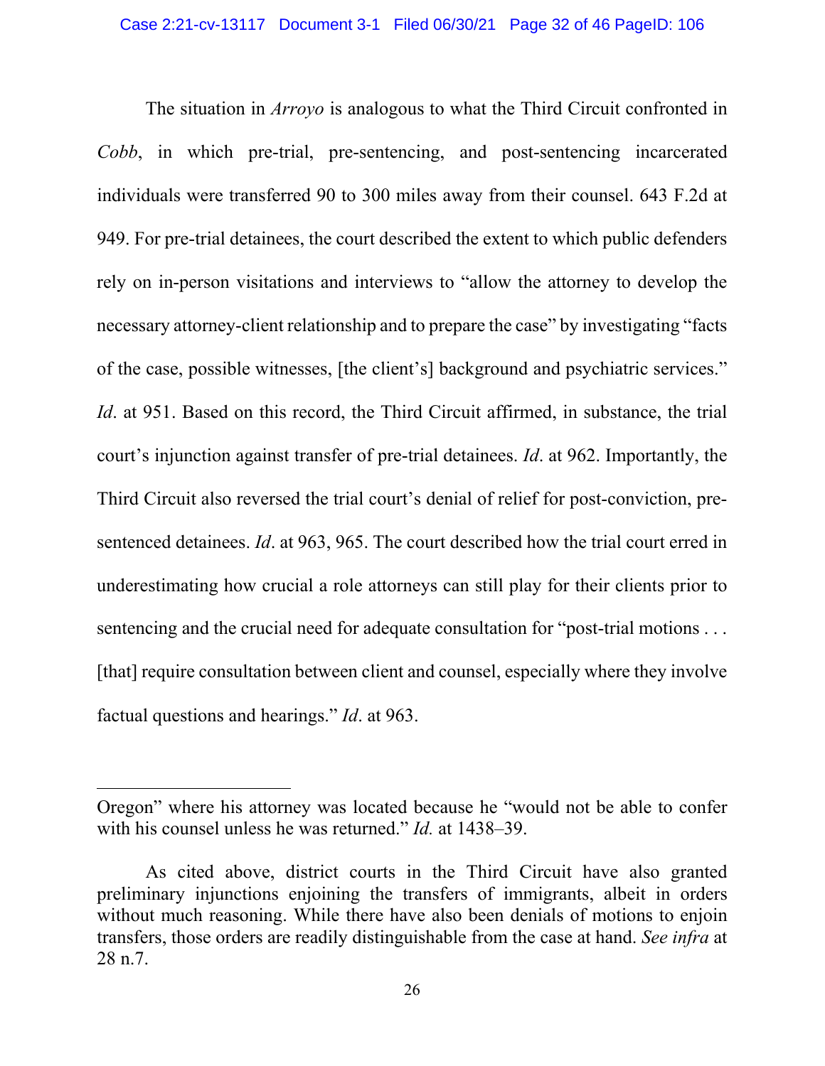The situation in *Arroyo* is analogous to what the Third Circuit confronted in *Cobb*, in which pre-trial, pre-sentencing, and post-sentencing incarcerated individuals were transferred 90 to 300 miles away from their counsel. 643 F.2d at 949. For pre-trial detainees, the court described the extent to which public defenders rely on in-person visitations and interviews to "allow the attorney to develop the necessary attorney-client relationship and to prepare the case" by investigating "facts of the case, possible witnesses, [the client's] background and psychiatric services." *Id*. at 951. Based on this record, the Third Circuit affirmed, in substance, the trial court's injunction against transfer of pre-trial detainees. *Id*. at 962. Importantly, the Third Circuit also reversed the trial court's denial of relief for post-conviction, pre-sentenced detainees. *Id*. at 963, 965. The court described how the trial court erred in underestimating how crucial a role attorneys can still play for their clients prior to sentencing and the crucial need for adequate consultation for "post-trial motions . . . [that] require consultation between client and counsel, especially where they involve factual questions and hearings." *Id*. at 963.

---

Oregon" where his attorney was located because he "would not be able to confer with his counsel unless he was returned." *Id.* at 1438–39.

As cited above, district courts in the Third Circuit have also granted preliminary injunctions enjoining the transfers of immigrants, albeit in orders without much reasoning. While there have also been denials of motions to enjoin transfers, those orders are readily distinguishable from the case at hand. *See infra* at 28 n.7.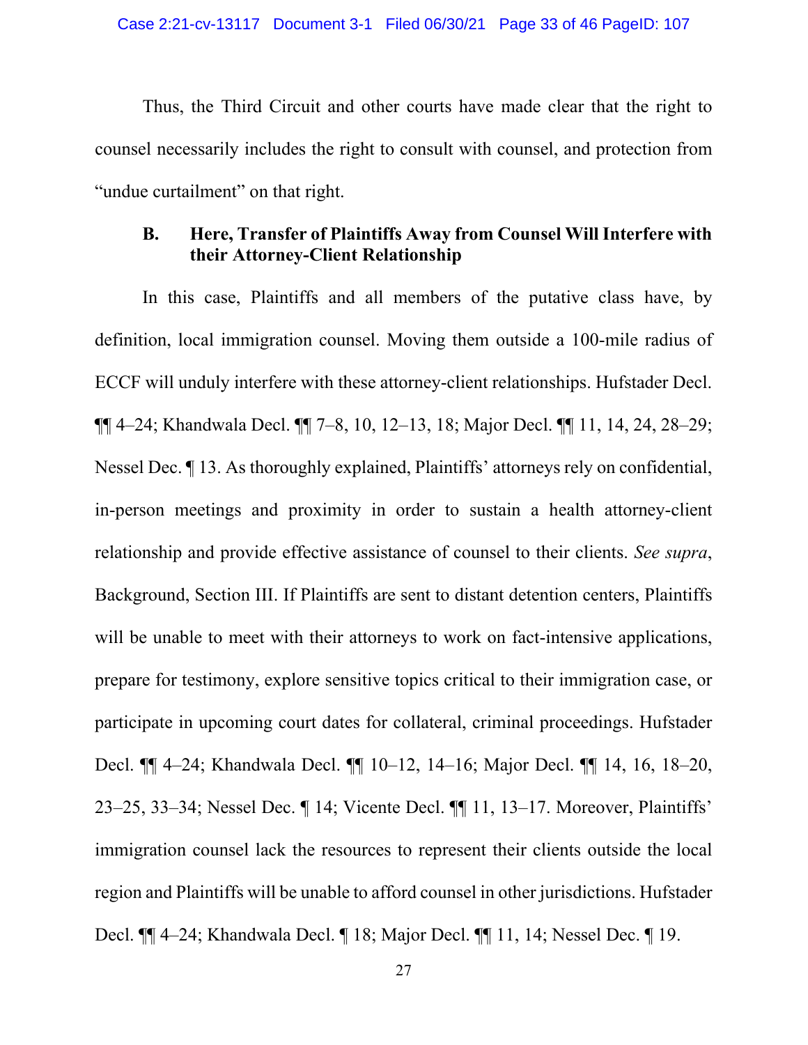Thus, the Third Circuit and other courts have made clear that the right to counsel necessarily includes the right to consult with counsel, and protection from "undue curtailment" on that right.

### B. Here, Transfer of Plaintiffs Away from Counsel Will Interfere with their Attorney-Client Relationship

In this case, Plaintiffs and all members of the putative class have, by definition, local immigration counsel. Moving them outside a 100-mile radius of ECCF will unduly interfere with these attorney-client relationships. Hufstader Decl. ¶¶ 4–24; Khandwala Decl. ¶¶ 7–8, 10, 12–13, 18; Major Decl. ¶¶ 11, 14, 24, 28–29; Nessel Dec. ¶ 13. As thoroughly explained, Plaintiffs' attorneys rely on confidential, in-person meetings and proximity in order to sustain a health attorney-client relationship and provide effective assistance of counsel to their clients. *See supra*, Background, Section III. If Plaintiffs are sent to distant detention centers, Plaintiffs will be unable to meet with their attorneys to work on fact-intensive applications, prepare for testimony, explore sensitive topics critical to their immigration case, or participate in upcoming court dates for collateral, criminal proceedings. Hufstader Decl. ¶¶ 4–24; Khandwala Decl. ¶¶ 10–12, 14–16; Major Decl. ¶¶ 14, 16, 18–20, 23–25, 33–34; Nessel Dec. ¶ 14; Vicente Decl. ¶¶ 11, 13–17. Moreover, Plaintiffs' immigration counsel lack the resources to represent their clients outside the local region and Plaintiffs will be unable to afford counsel in other jurisdictions. Hufstader Decl. ¶¶ 4–24; Khandwala Decl. ¶ 18; Major Decl. ¶¶ 11, 14; Nessel Dec. ¶ 19.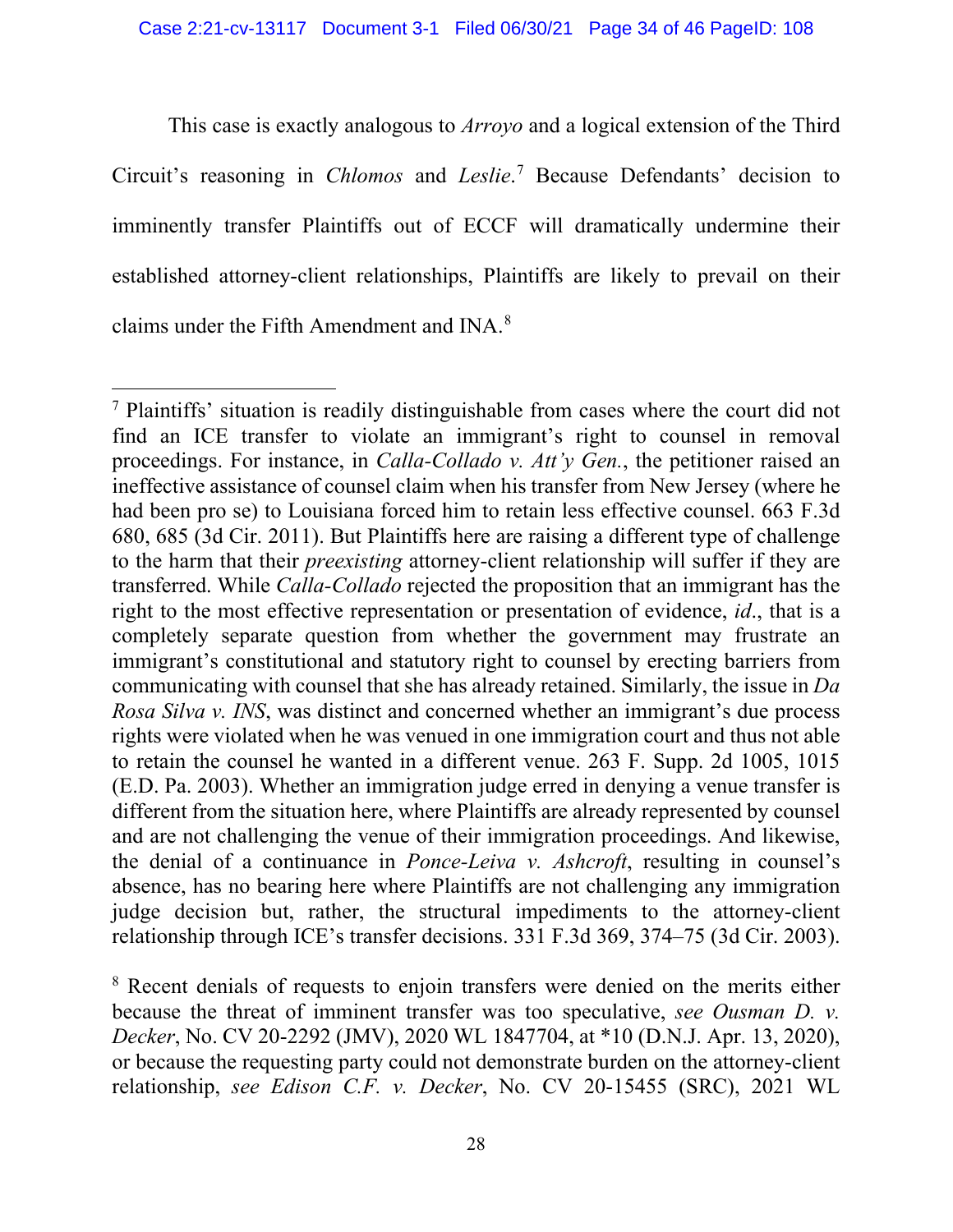This case is exactly analogous to *Arroyo* and a logical extension of the Third Circuit's reasoning in *Chlomos* and *Leslie*.[7] Because Defendants' decision to imminently transfer Plaintiffs out of ECCF will dramatically undermine their established attorney-client relationships, Plaintiffs are likely to prevail on their claims under the Fifth Amendment and INA.[8]

---

[7] Plaintiffs' situation is readily distinguishable from cases where the court did not find an ICE transfer to violate an immigrant's right to counsel in removal proceedings. For instance, in *Calla-Collado v. Att'y Gen.*, the petitioner raised an ineffective assistance of counsel claim when his transfer from New Jersey (where he had been pro se) to Louisiana forced him to retain less effective counsel. 663 F.3d 680, 685 (3d Cir. 2011). But Plaintiffs here are raising a different type of challenge to the harm that their *preexisting* attorney-client relationship will suffer if they are transferred. While *Calla-Collado* rejected the proposition that an immigrant has the right to the most effective representation or presentation of evidence, *id*., that is a completely separate question from whether the government may frustrate an immigrant's constitutional and statutory right to counsel by erecting barriers from communicating with counsel that she has already retained. Similarly, the issue in *Da Rosa Silva v. INS*, was distinct and concerned whether an immigrant's due process rights were violated when he was venued in one immigration court and thus not able to retain the counsel he wanted in a different venue. 263 F. Supp. 2d 1005, 1015 (E.D. Pa. 2003). Whether an immigration judge erred in denying a venue transfer is different from the situation here, where Plaintiffs are already represented by counsel and are not challenging the venue of their immigration proceedings. And likewise, the denial of a continuance in *Ponce-Leiva v. Ashcroft*, resulting in counsel's absence, has no bearing here where Plaintiffs are not challenging any immigration judge decision but, rather, the structural impediments to the attorney-client relationship through ICE's transfer decisions. 331 F.3d 369, 374–75 (3d Cir. 2003).

[8] Recent denials of requests to enjoin transfers were denied on the merits either because the threat of imminent transfer was too speculative, *see Ousman D. v. Decker*, No. CV 20-2292 (JMV), 2020 WL 1847704, at *10 (D.N.J. Apr. 13, 2020), or because the requesting party could not demonstrate burden on the attorney-client relationship, *see Edison C.F. v. Decker*, No. CV 20-15455 (SRC), 2021 WL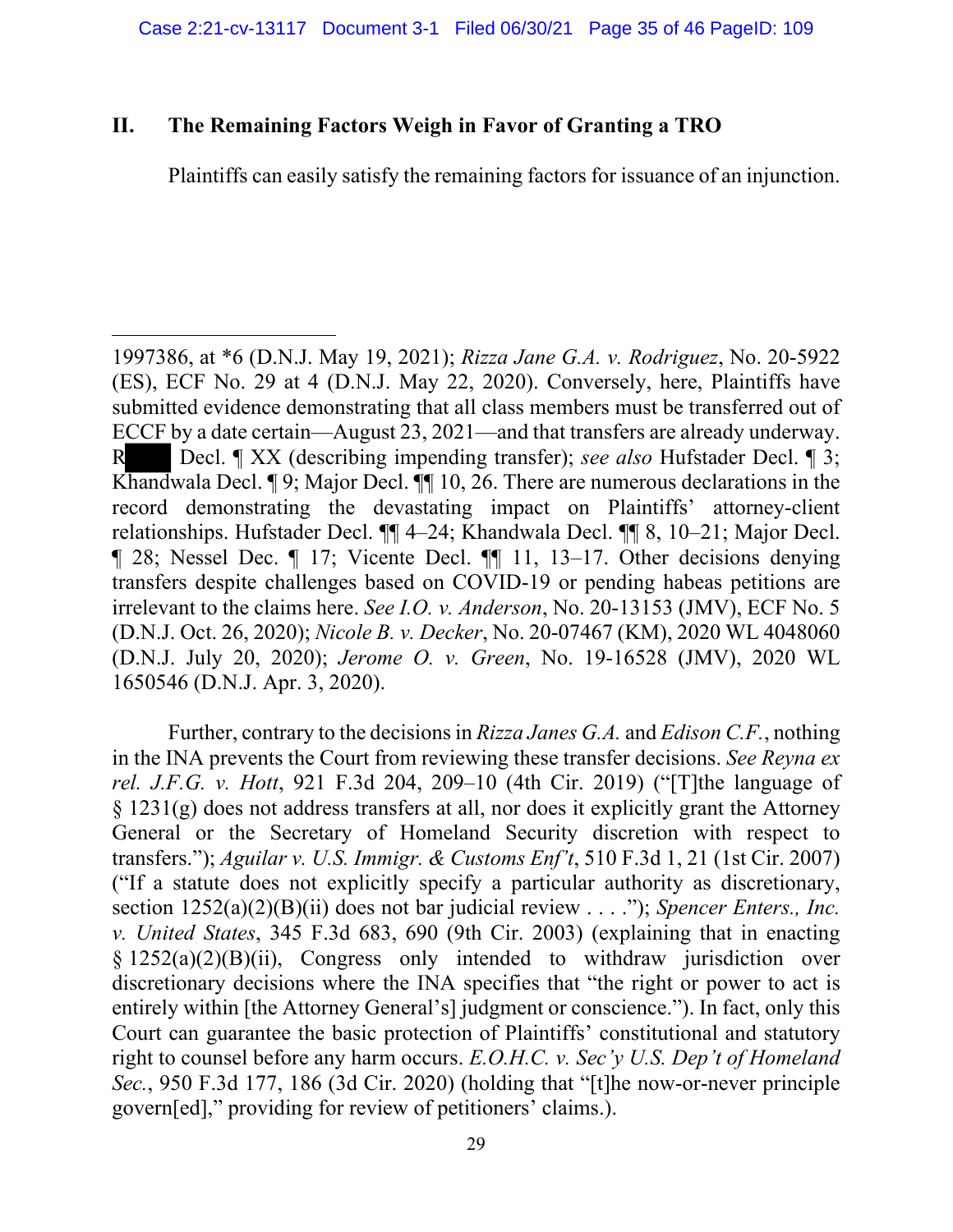## II. The Remaining Factors Weigh in Favor of Granting a TRO

Plaintiffs can easily satisfy the remaining factors for issuance of an injunction.

---

1997386, at *6 (D.N.J. May 19, 2021); *Rizza Jane G.A. v. Rodriguez*, No. 20-5922 (ES), ECF No. 29 at 4 (D.N.J. May 22, 2020). Conversely, here, Plaintiffs have submitted evidence demonstrating that all class members must be transferred out of ECCF by a date certain—August 23, 2021—and that transfers are already underway. R█ Decl. ¶ XX (describing impending transfer); *see also* Hufstader Decl. ¶ 3; Khandwala Decl. ¶ 9; Major Decl. ¶¶ 10, 26. There are numerous declarations in the record demonstrating the devastating impact on Plaintiffs' attorney-client relationships. Hufstader Decl. ¶¶ 4–24; Khandwala Decl. ¶¶ 8, 10–21; Major Decl. ¶ 28; Nessel Dec. ¶ 17; Vicente Decl. ¶¶ 11, 13–17. Other decisions denying transfers despite challenges based on COVID-19 or pending habeas petitions are irrelevant to the claims here. *See I.O. v. Anderson*, No. 20-13153 (JMV), ECF No. 5 (D.N.J. Oct. 26, 2020); *Nicole B. v. Decker*, No. 20-07467 (KM), 2020 WL 4048060 (D.N.J. July 20, 2020); *Jerome O. v. Green*, No. 19-16528 (JMV), 2020 WL 1650546 (D.N.J. Apr. 3, 2020).

Further, contrary to the decisions in *Rizza Janes G.A.* and *Edison C.F.*, nothing in the INA prevents the Court from reviewing these transfer decisions. *See Reyna ex rel. J.F.G. v. Hott*, 921 F.3d 204, 209–10 (4th Cir. 2019) ("[T]the language of § 1231(g) does not address transfers at all, nor does it explicitly grant the Attorney General or the Secretary of Homeland Security discretion with respect to transfers."); *Aguilar v. U.S. Immigr. & Customs Enf't*, 510 F.3d 1, 21 (1st Cir. 2007) ("If a statute does not explicitly specify a particular authority as discretionary, section 1252(a)(2)(B)(ii) does not bar judicial review . . . ."); *Spencer Enters., Inc. v. United States*, 345 F.3d 683, 690 (9th Cir. 2003) (explaining that in enacting § 1252(a)(2)(B)(ii), Congress only intended to withdraw jurisdiction over discretionary decisions where the INA specifies that "the right or power to act is entirely within [the Attorney General's] judgment or conscience."). In fact, only this Court can guarantee the basic protection of Plaintiffs' constitutional and statutory right to counsel before any harm occurs. *E.O.H.C. v. Sec'y U.S. Dep't of Homeland Sec.*, 950 F.3d 177, 186 (3d Cir. 2020) (holding that "[t]he now-or-never principle govern[ed]," providing for review of petitioners' claims.).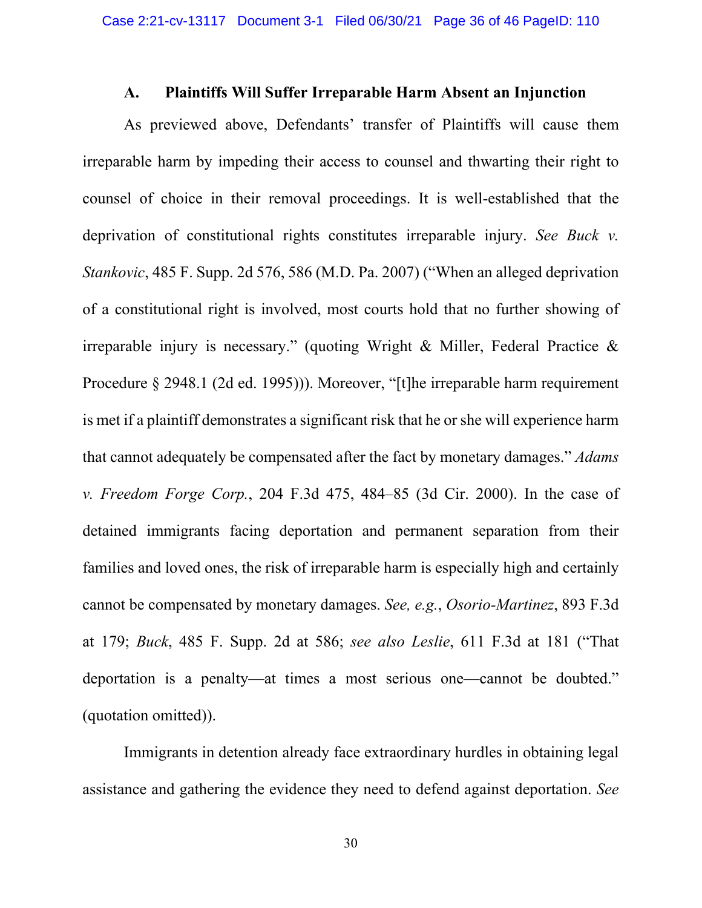### A. Plaintiffs Will Suffer Irreparable Harm Absent an Injunction

As previewed above, Defendants' transfer of Plaintiffs will cause them irreparable harm by impeding their access to counsel and thwarting their right to counsel of choice in their removal proceedings. It is well-established that the deprivation of constitutional rights constitutes irreparable injury. *See Buck v. Stankovic*, 485 F. Supp. 2d 576, 586 (M.D. Pa. 2007) ("When an alleged deprivation of a constitutional right is involved, most courts hold that no further showing of irreparable injury is necessary." (quoting Wright & Miller, Federal Practice & Procedure § 2948.1 (2d ed. 1995))). Moreover, "[t]he irreparable harm requirement is met if a plaintiff demonstrates a significant risk that he or she will experience harm that cannot adequately be compensated after the fact by monetary damages." *Adams v. Freedom Forge Corp.*, 204 F.3d 475, 484–85 (3d Cir. 2000). In the case of detained immigrants facing deportation and permanent separation from their families and loved ones, the risk of irreparable harm is especially high and certainly cannot be compensated by monetary damages. *See, e.g.*, *Osorio-Martinez*, 893 F.3d at 179; *Buck*, 485 F. Supp. 2d at 586; *see also Leslie*, 611 F.3d at 181 ("That deportation is a penalty—at times a most serious one—cannot be doubted." (quotation omitted)).

Immigrants in detention already face extraordinary hurdles in obtaining legal assistance and gathering the evidence they need to defend against deportation. *See*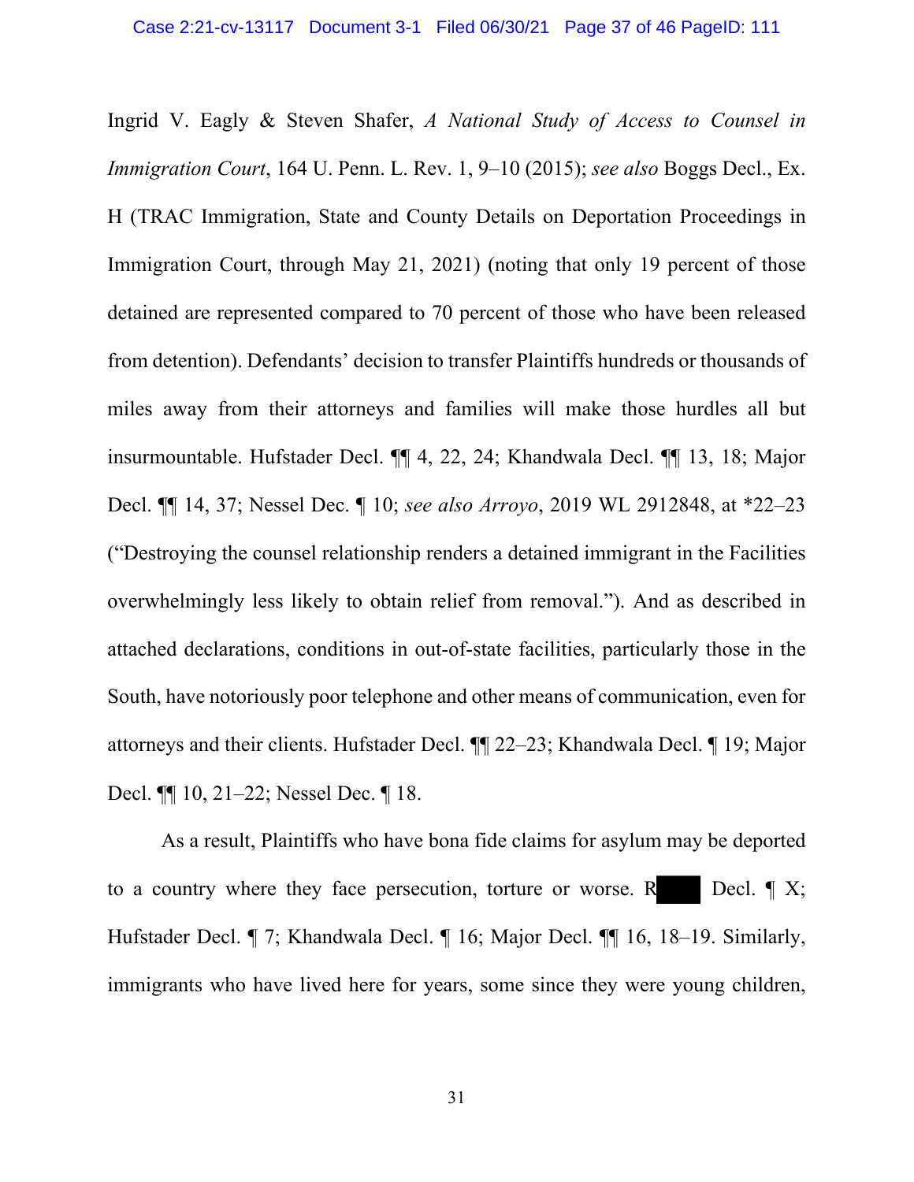Ingrid V. Eagly & Steven Shafer, *A National Study of Access to Counsel in Immigration Court*, 164 U. Penn. L. Rev. 1, 9–10 (2015); *see also* Boggs Decl., Ex. H (TRAC Immigration, State and County Details on Deportation Proceedings in Immigration Court, through May 21, 2021) (noting that only 19 percent of those detained are represented compared to 70 percent of those who have been released from detention). Defendants' decision to transfer Plaintiffs hundreds or thousands of miles away from their attorneys and families will make those hurdles all but insurmountable. Hufstader Decl. ¶¶ 4, 22, 24; Khandwala Decl. ¶¶ 13, 18; Major Decl. ¶¶ 14, 37; Nessel Dec. ¶ 10; *see also Arroyo*, 2019 WL 2912848, at *22–23 ("Destroying the counsel relationship renders a detained immigrant in the Facilities overwhelmingly less likely to obtain relief from removal."). And as described in attached declarations, conditions in out-of-state facilities, particularly those in the South, have notoriously poor telephone and other means of communication, even for attorneys and their clients. Hufstader Decl. ¶¶ 22–23; Khandwala Decl. ¶ 19; Major Decl. ¶¶ 10, 21–22; Nessel Dec. ¶ 18.

As a result, Plaintiffs who have bona fide claims for asylum may be deported to a country where they face persecution, torture or worse. R[redacted] Decl. ¶ X; Hufstader Decl. ¶ 7; Khandwala Decl. ¶ 16; Major Decl. ¶¶ 16, 18–19. Similarly, immigrants who have lived here for years, some since they were young children,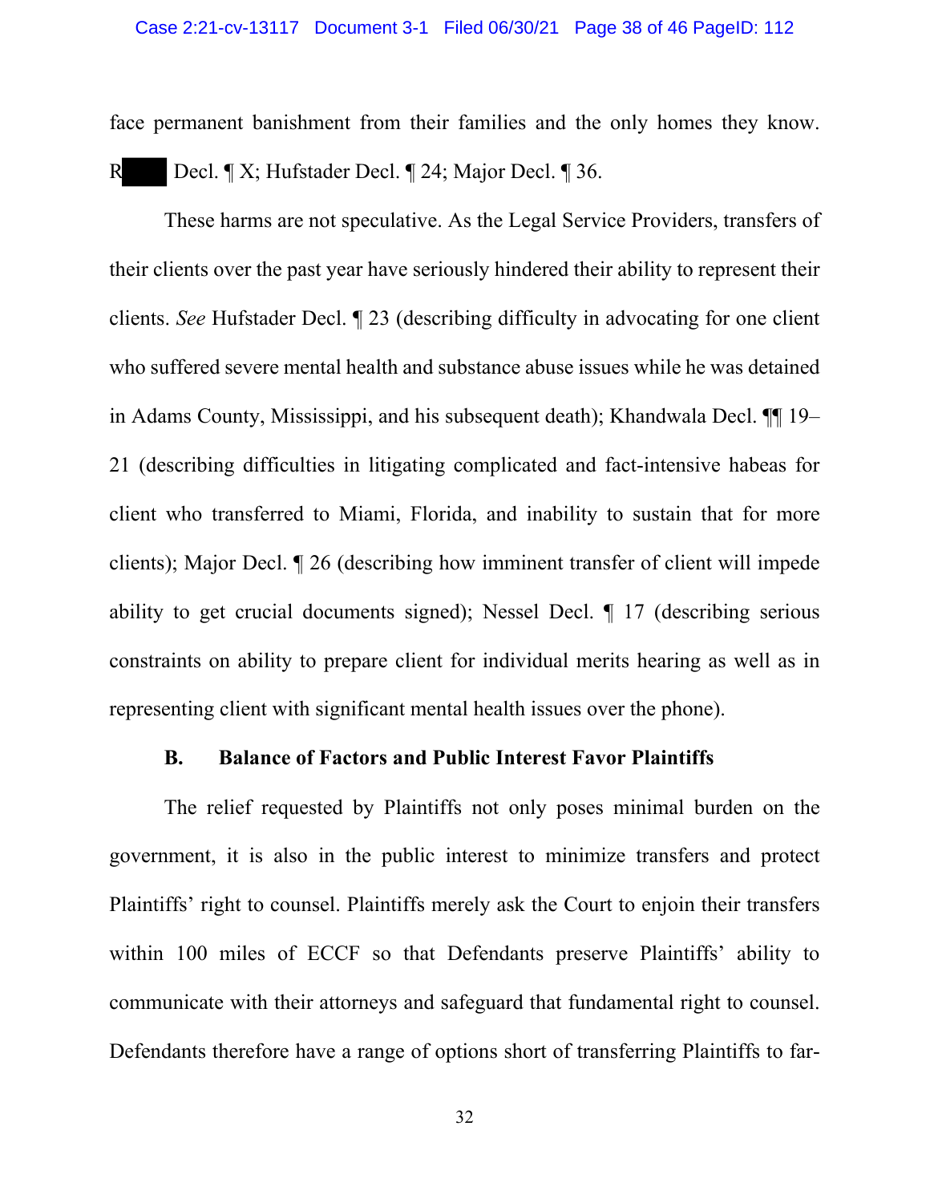face permanent banishment from their families and the only homes they know. R████ Decl. ¶ X; Hufstader Decl. ¶ 24; Major Decl. ¶ 36.

These harms are not speculative. As the Legal Service Providers, transfers of their clients over the past year have seriously hindered their ability to represent their clients. *See* Hufstader Decl. ¶ 23 (describing difficulty in advocating for one client who suffered severe mental health and substance abuse issues while he was detained in Adams County, Mississippi, and his subsequent death); Khandwala Decl. ¶¶ 19–21 (describing difficulties in litigating complicated and fact-intensive habeas for client who transferred to Miami, Florida, and inability to sustain that for more clients); Major Decl. ¶ 26 (describing how imminent transfer of client will impede ability to get crucial documents signed); Nessel Decl. ¶ 17 (describing serious constraints on ability to prepare client for individual merits hearing as well as in representing client with significant mental health issues over the phone).

### B. Balance of Factors and Public Interest Favor Plaintiffs

The relief requested by Plaintiffs not only poses minimal burden on the government, it is also in the public interest to minimize transfers and protect Plaintiffs' right to counsel. Plaintiffs merely ask the Court to enjoin their transfers within 100 miles of ECCF so that Defendants preserve Plaintiffs' ability to communicate with their attorneys and safeguard that fundamental right to counsel. Defendants therefore have a range of options short of transferring Plaintiffs to far-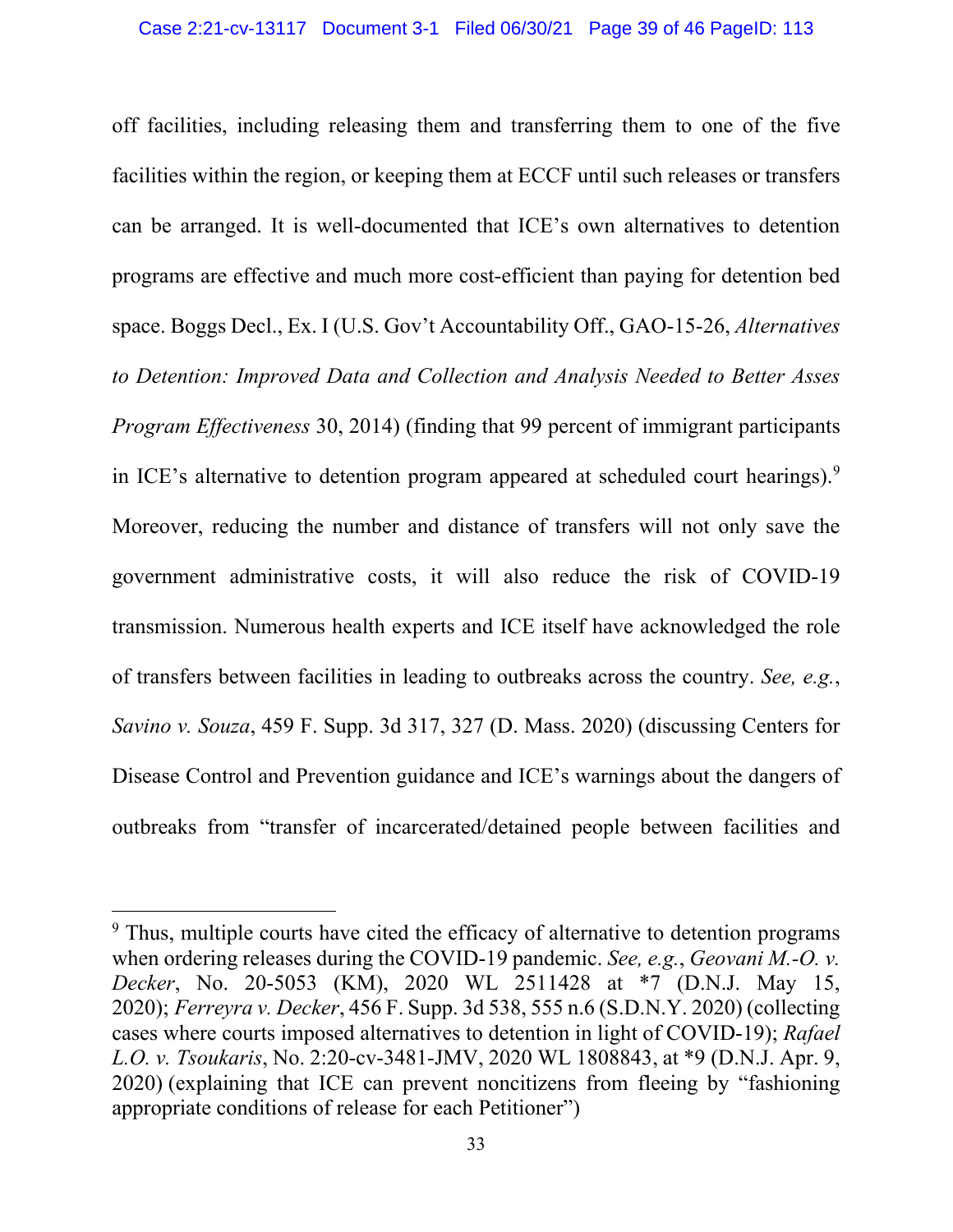off facilities, including releasing them and transferring them to one of the five facilities within the region, or keeping them at ECCF until such releases or transfers can be arranged. It is well-documented that ICE's own alternatives to detention programs are effective and much more cost-efficient than paying for detention bed space. Boggs Decl., Ex. I (U.S. Gov't Accountability Off., GAO-15-26, *Alternatives to Detention: Improved Data and Collection and Analysis Needed to Better Asses Program Effectiveness* 30, 2014) (finding that 99 percent of immigrant participants in ICE's alternative to detention program appeared at scheduled court hearings).[9] Moreover, reducing the number and distance of transfers will not only save the government administrative costs, it will also reduce the risk of COVID-19 transmission. Numerous health experts and ICE itself have acknowledged the role of transfers between facilities in leading to outbreaks across the country. *See, e.g.*, *Savino v. Souza*, 459 F. Supp. 3d 317, 327 (D. Mass. 2020) (discussing Centers for Disease Control and Prevention guidance and ICE's warnings about the dangers of outbreaks from "transfer of incarcerated/detained people between facilities and

---

[9] Thus, multiple courts have cited the efficacy of alternative to detention programs when ordering releases during the COVID-19 pandemic. *See, e.g.*, *Geovani M.-O. v. Decker*, No. 20-5053 (KM), 2020 WL 2511428 at *7 (D.N.J. May 15, 2020); *Ferreyra v. Decker*, 456 F. Supp. 3d 538, 555 n.6 (S.D.N.Y. 2020) (collecting cases where courts imposed alternatives to detention in light of COVID-19); *Rafael L.O. v. Tsoukaris*, No. 2:20-cv-3481-JMV, 2020 WL 1808843, at *9 (D.N.J. Apr. 9, 2020) (explaining that ICE can prevent noncitizens from fleeing by "fashioning appropriate conditions of release for each Petitioner")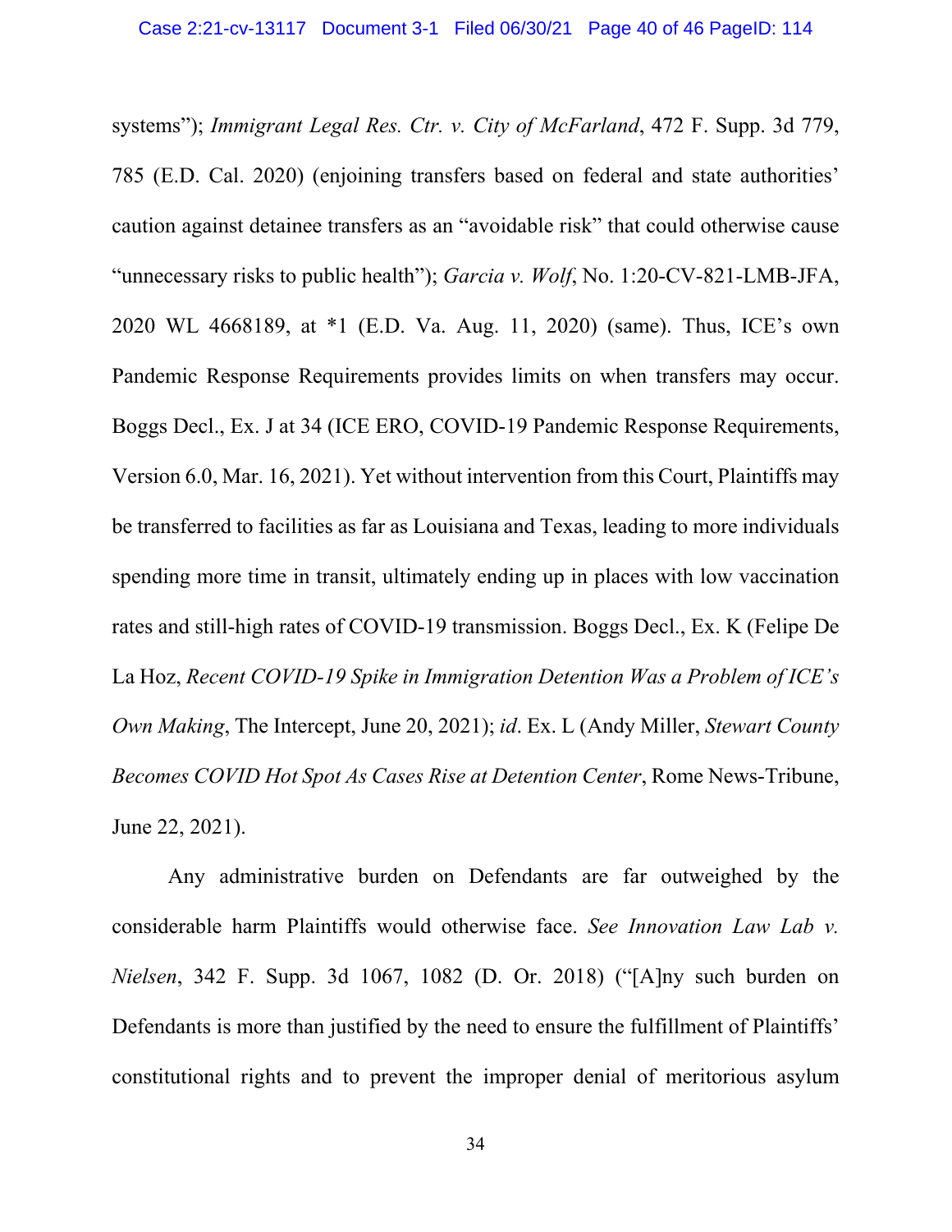systems"); *Immigrant Legal Res. Ctr. v. City of McFarland*, 472 F. Supp. 3d 779, 785 (E.D. Cal. 2020) (enjoining transfers based on federal and state authorities' caution against detainee transfers as an "avoidable risk" that could otherwise cause "unnecessary risks to public health"); *Garcia v. Wolf*, No. 1:20-CV-821-LMB-JFA, 2020 WL 4668189, at *1 (E.D. Va. Aug. 11, 2020) (same). Thus, ICE's own Pandemic Response Requirements provides limits on when transfers may occur. Boggs Decl., Ex. J at 34 (ICE ERO, COVID-19 Pandemic Response Requirements, Version 6.0, Mar. 16, 2021). Yet without intervention from this Court, Plaintiffs may be transferred to facilities as far as Louisiana and Texas, leading to more individuals spending more time in transit, ultimately ending up in places with low vaccination rates and still-high rates of COVID-19 transmission. Boggs Decl., Ex. K (Felipe De La Hoz, *Recent COVID-19 Spike in Immigration Detention Was a Problem of ICE's Own Making*, The Intercept, June 20, 2021); *id*. Ex. L (Andy Miller, *Stewart County Becomes COVID Hot Spot As Cases Rise at Detention Center*, Rome News-Tribune, June 22, 2021).

Any administrative burden on Defendants are far outweighed by the considerable harm Plaintiffs would otherwise face. *See Innovation Law Lab v. Nielsen*, 342 F. Supp. 3d 1067, 1082 (D. Or. 2018) ("[A]ny such burden on Defendants is more than justified by the need to ensure the fulfillment of Plaintiffs' constitutional rights and to prevent the improper denial of meritorious asylum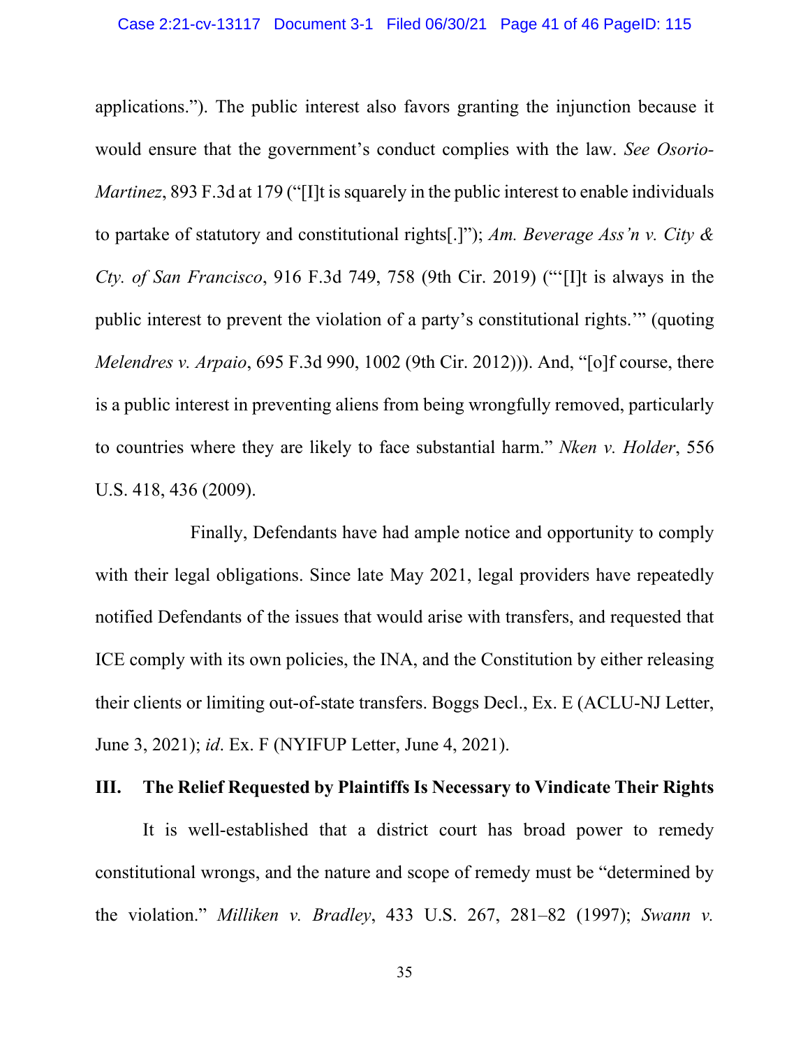applications."). The public interest also favors granting the injunction because it would ensure that the government's conduct complies with the law. *See Osorio-Martinez*, 893 F.3d at 179 ("[I]t is squarely in the public interest to enable individuals to partake of statutory and constitutional rights[.]"); *Am. Beverage Ass'n v. City & Cty. of San Francisco*, 916 F.3d 749, 758 (9th Cir. 2019) ("'[I]t is always in the public interest to prevent the violation of a party's constitutional rights.'" (quoting *Melendres v. Arpaio*, 695 F.3d 990, 1002 (9th Cir. 2012))). And, "[o]f course, there is a public interest in preventing aliens from being wrongfully removed, particularly to countries where they are likely to face substantial harm." *Nken v. Holder*, 556 U.S. 418, 436 (2009).

Finally, Defendants have had ample notice and opportunity to comply with their legal obligations. Since late May 2021, legal providers have repeatedly notified Defendants of the issues that would arise with transfers, and requested that ICE comply with its own policies, the INA, and the Constitution by either releasing their clients or limiting out-of-state transfers. Boggs Decl., Ex. E (ACLU-NJ Letter, June 3, 2021); *id*. Ex. F (NYIFUP Letter, June 4, 2021).

## III. The Relief Requested by Plaintiffs Is Necessary to Vindicate Their Rights

It is well-established that a district court has broad power to remedy constitutional wrongs, and the nature and scope of remedy must be "determined by the violation." *Milliken v. Bradley*, 433 U.S. 267, 281–82 (1997); *Swann v.*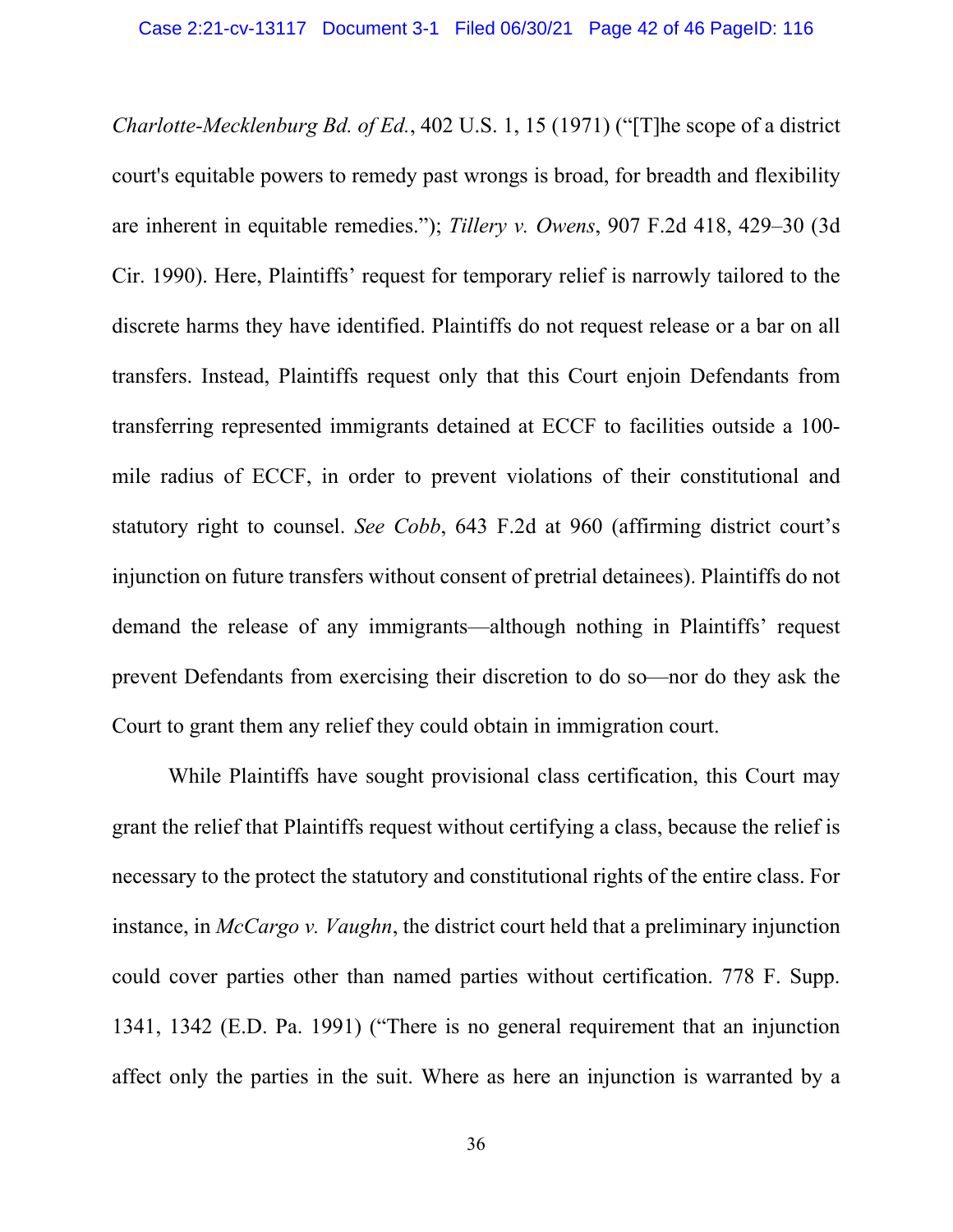*Charlotte-Mecklenburg Bd. of Ed.*, 402 U.S. 1, 15 (1971) ("[T]he scope of a district court's equitable powers to remedy past wrongs is broad, for breadth and flexibility are inherent in equitable remedies."); *Tillery v. Owens*, 907 F.2d 418, 429–30 (3d Cir. 1990). Here, Plaintiffs' request for temporary relief is narrowly tailored to the discrete harms they have identified. Plaintiffs do not request release or a bar on all transfers. Instead, Plaintiffs request only that this Court enjoin Defendants from transferring represented immigrants detained at ECCF to facilities outside a 100-mile radius of ECCF, in order to prevent violations of their constitutional and statutory right to counsel. *See Cobb*, 643 F.2d at 960 (affirming district court's injunction on future transfers without consent of pretrial detainees). Plaintiffs do not demand the release of any immigrants—although nothing in Plaintiffs' request prevent Defendants from exercising their discretion to do so—nor do they ask the Court to grant them any relief they could obtain in immigration court.

While Plaintiffs have sought provisional class certification, this Court may grant the relief that Plaintiffs request without certifying a class, because the relief is necessary to the protect the statutory and constitutional rights of the entire class. For instance, in *McCargo v. Vaughn*, the district court held that a preliminary injunction could cover parties other than named parties without certification. 778 F. Supp. 1341, 1342 (E.D. Pa. 1991) ("There is no general requirement that an injunction affect only the parties in the suit. Where as here an injunction is warranted by a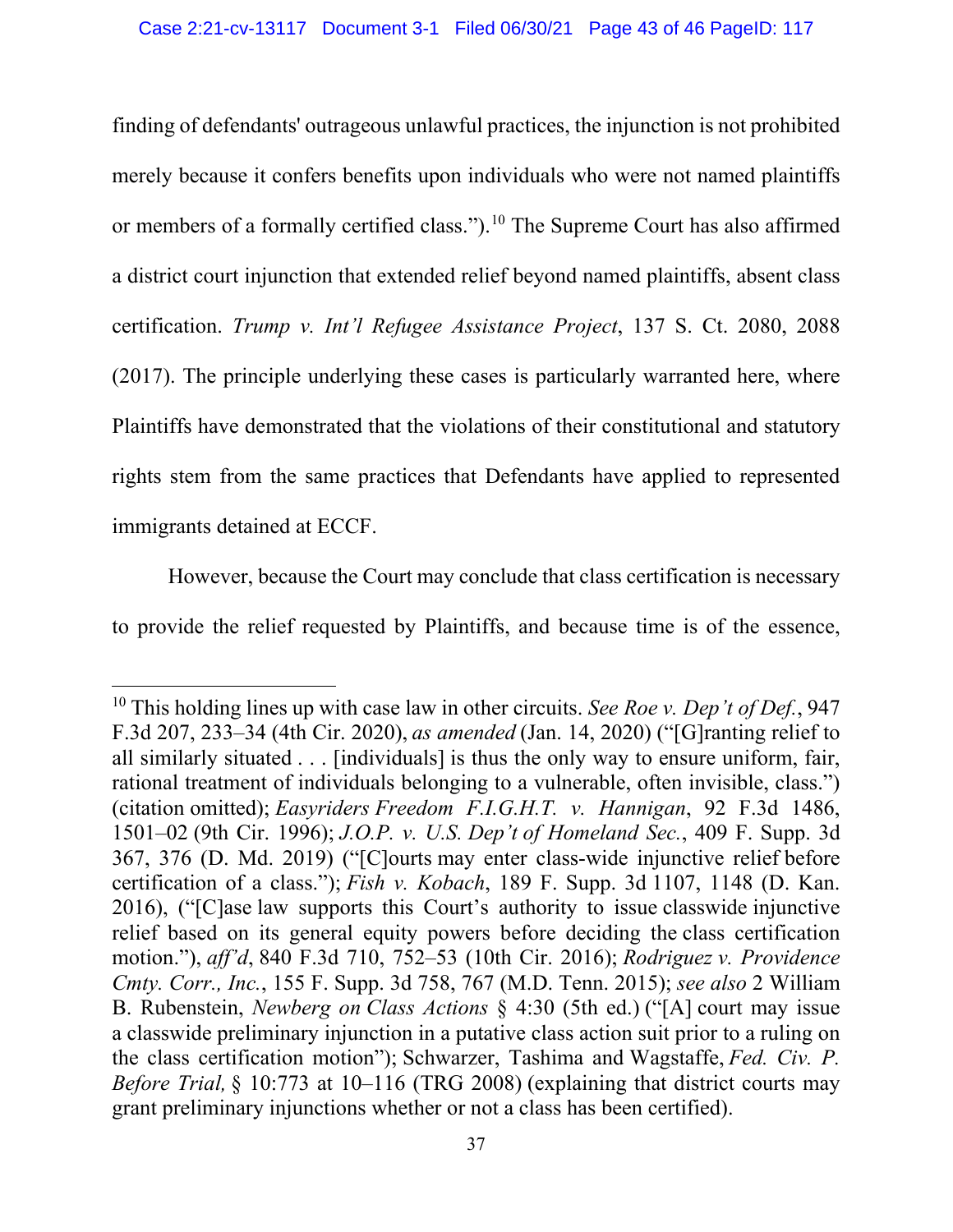finding of defendants' outrageous unlawful practices, the injunction is not prohibited merely because it confers benefits upon individuals who were not named plaintiffs or members of a formally certified class.").[10] The Supreme Court has also affirmed a district court injunction that extended relief beyond named plaintiffs, absent class certification. *Trump v. Int'l Refugee Assistance Project*, 137 S. Ct. 2080, 2088 (2017). The principle underlying these cases is particularly warranted here, where Plaintiffs have demonstrated that the violations of their constitutional and statutory rights stem from the same practices that Defendants have applied to represented immigrants detained at ECCF.

However, because the Court may conclude that class certification is necessary to provide the relief requested by Plaintiffs, and because time is of the essence,

---

[10] This holding lines up with case law in other circuits. *See Roe v. Dep't of Def.*, 947 F.3d 207, 233–34 (4th Cir. 2020), *as amended* (Jan. 14, 2020) ("[G]ranting relief to all similarly situated . . . [individuals] is thus the only way to ensure uniform, fair, rational treatment of individuals belonging to a vulnerable, often invisible, class.") (citation omitted); *Easyriders Freedom F.I.G.H.T. v. Hannigan*, 92 F.3d 1486, 1501–02 (9th Cir. 1996); *J.O.P. v. U.S. Dep't of Homeland Sec.*, 409 F. Supp. 3d 367, 376 (D. Md. 2019) ("[C]ourts may enter class-wide injunctive relief before certification of a class."); *Fish v. Kobach*, 189 F. Supp. 3d 1107, 1148 (D. Kan. 2016), ("[C]ase law supports this Court's authority to issue classwide injunctive relief based on its general equity powers before deciding the class certification motion."), *aff'd*, 840 F.3d 710, 752–53 (10th Cir. 2016); *Rodriguez v. Providence Cmty. Corr., Inc.*, 155 F. Supp. 3d 758, 767 (M.D. Tenn. 2015); *see also* 2 William B. Rubenstein, *Newberg on Class Actions* § 4:30 (5th ed.) ("[A] court may issue a classwide preliminary injunction in a putative class action suit prior to a ruling on the class certification motion"); Schwarzer, Tashima and Wagstaffe, *Fed. Civ. P. Before Trial,* § 10:773 at 10–116 (TRG 2008) (explaining that district courts may grant preliminary injunctions whether or not a class has been certified).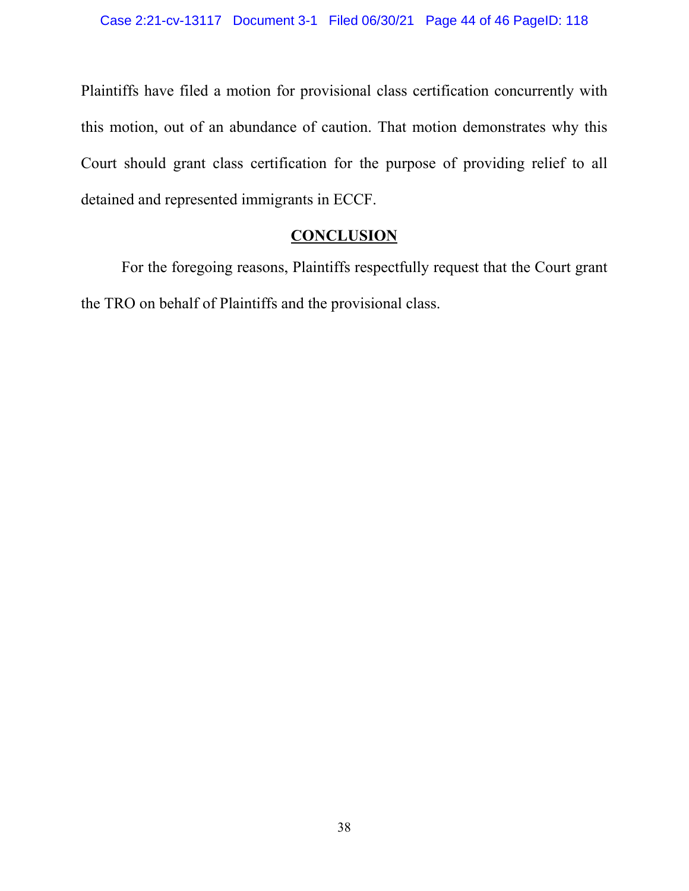Plaintiffs have filed a motion for provisional class certification concurrently with this motion, out of an abundance of caution. That motion demonstrates why this Court should grant class certification for the purpose of providing relief to all detained and represented immigrants in ECCF.

## CONCLUSION

For the foregoing reasons, Plaintiffs respectfully request that the Court grant the TRO on behalf of Plaintiffs and the provisional class.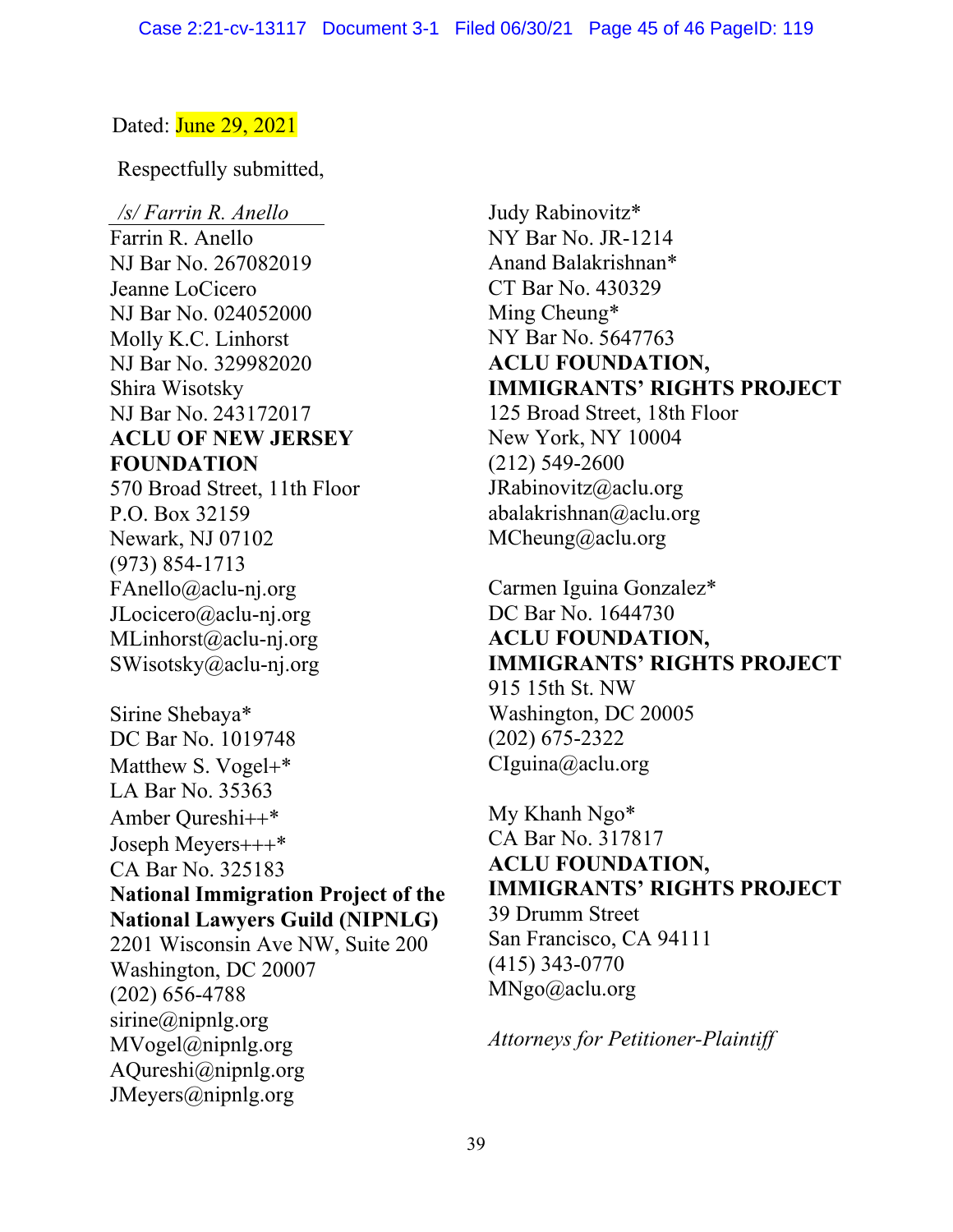Dated: June 29, 2021

Respectfully submitted,

*/s/ Farrin R. Anello*
Farrin R. Anello
NJ Bar No. 267082019
Jeanne LoCicero
NJ Bar No. 024052000
Molly K.C. Linhorst
NJ Bar No. 329982020
Shira Wisotsky
NJ Bar No. 243172017
**ACLU OF NEW JERSEY FOUNDATION**
570 Broad Street, 11th Floor
P.O. Box 32159
Newark, NJ 07102
(973) 854-1713
FAnello@aclu-nj.org
JLocicero@aclu-nj.org
MLinhorst@aclu-nj.org
SWisotsky@aclu-nj.org

Sirine Shebaya*
DC Bar No. 1019748
Matthew S. Vogel+*
LA Bar No. 35363
Amber Qureshi++*
Joseph Meyers+++*
CA Bar No. 325183
**National Immigration Project of the National Lawyers Guild (NIPNLG)**
2201 Wisconsin Ave NW, Suite 200
Washington, DC 20007
(202) 656-4788
sirine@nipnlg.org
MVogel@nipnlg.org
AQureshi@nipnlg.org
JMeyers@nipnlg.org

Judy Rabinovitz*
NY Bar No. JR-1214
Anand Balakrishnan*
CT Bar No. 430329
Ming Cheung*
NY Bar No. 5647763
**ACLU FOUNDATION, IMMIGRANTS' RIGHTS PROJECT**
125 Broad Street, 18th Floor
New York, NY 10004
(212) 549-2600
JRabinovitz@aclu.org
abalakrishnan@aclu.org
MCheung@aclu.org

Carmen Iguina Gonzalez*
DC Bar No. 1644730
**ACLU FOUNDATION, IMMIGRANTS' RIGHTS PROJECT**
915 15th St. NW
Washington, DC 20005
(202) 675-2322
CIguina@aclu.org

My Khanh Ngo*
CA Bar No. 317817
**ACLU FOUNDATION, IMMIGRANTS' RIGHTS PROJECT**
39 Drumm Street
San Francisco, CA 94111
(415) 343-0770
MNgo@aclu.org

*Attorneys for Petitioner-Plaintiff*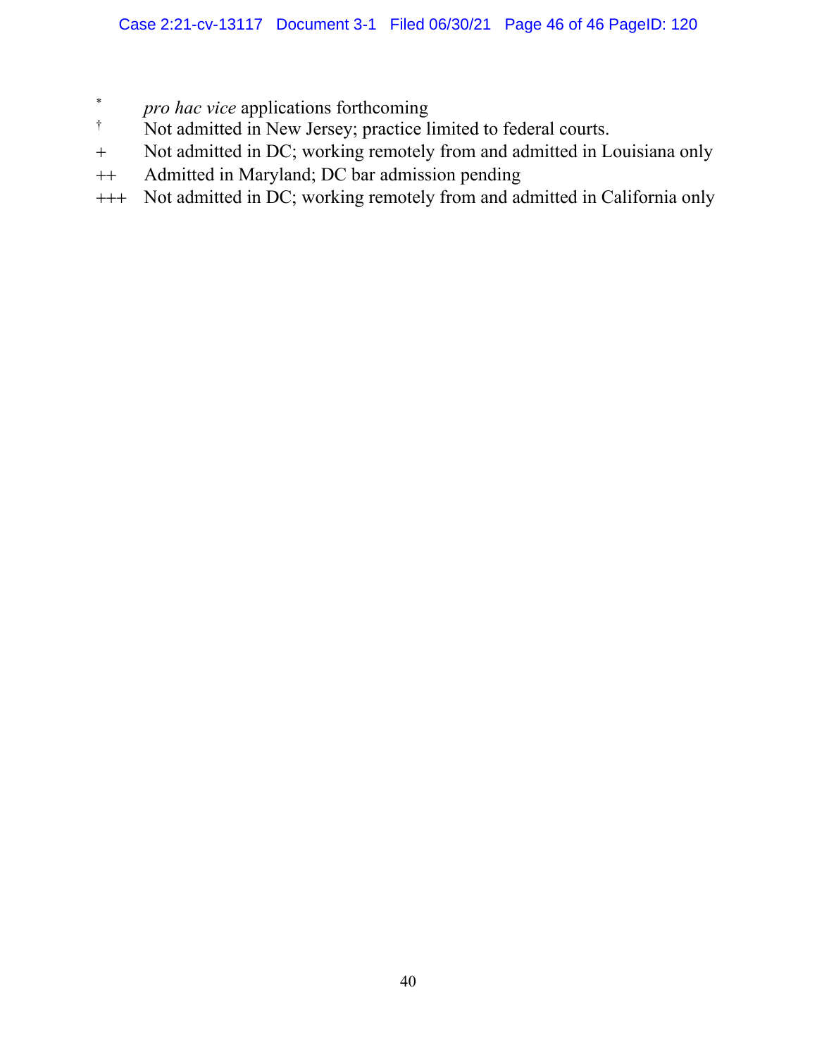\* *pro hac vice* applications forthcoming

† Not admitted in New Jersey; practice limited to federal courts.

\+ Not admitted in DC; working remotely from and admitted in Louisiana only

++ Admitted in Maryland; DC bar admission pending

+++ Not admitted in DC; working remotely from and admitted in California only